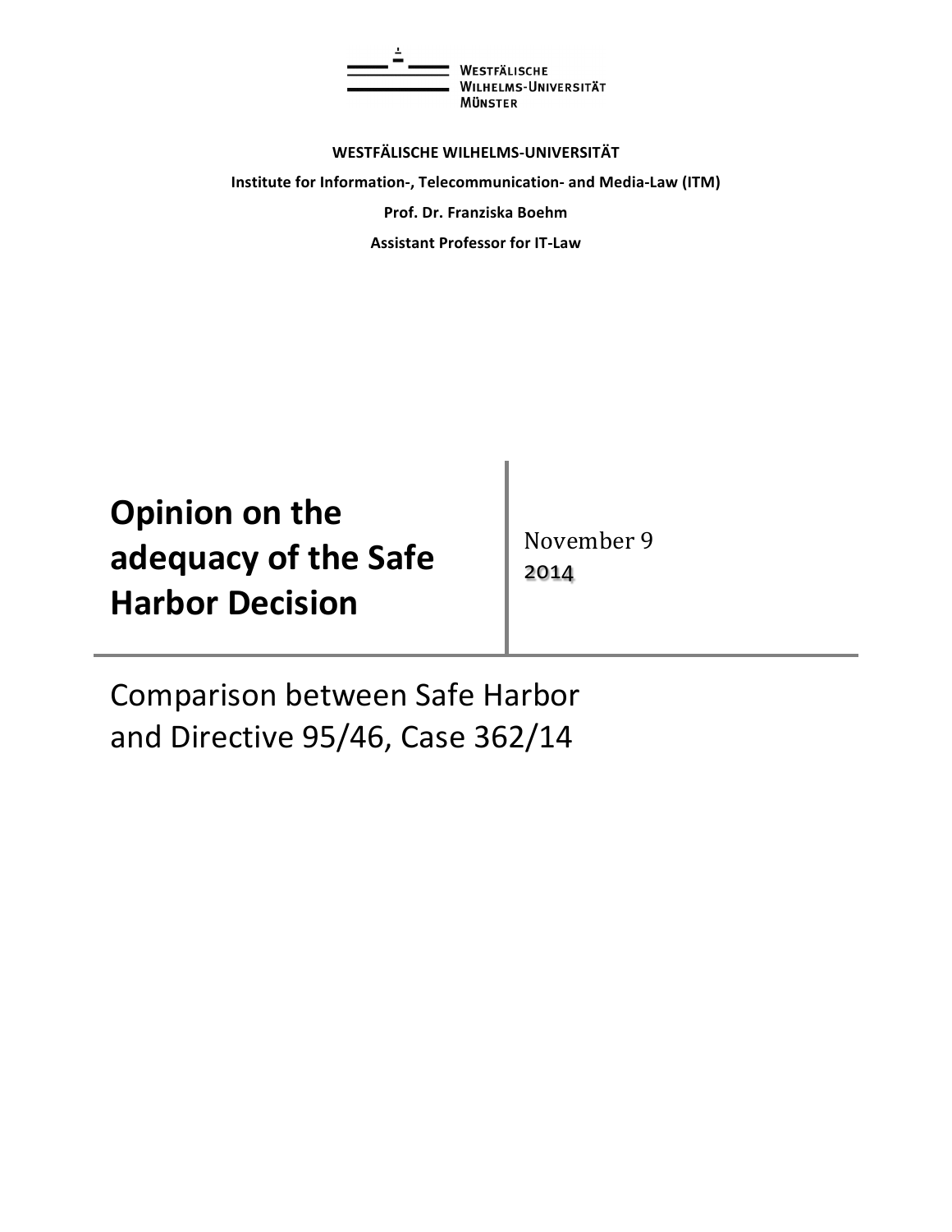WESTFÄLISCHE WILHELMS-UNIVERSITÄT MÜNSTER

**WESTFÄLISCHE WILHELMS-UNIVERSITÄT**

**Institute for Information-, Telecommunication- and Media-Law (ITM)**

**Prof. Dr. Franziska Boehm**

**Assistant Professor for IT-Law**

# Opinion on the adequacy of the Safe Harbor Decision

November 9 2014

## Comparison between Safe Harbor and Directive 95/46, Case 362/14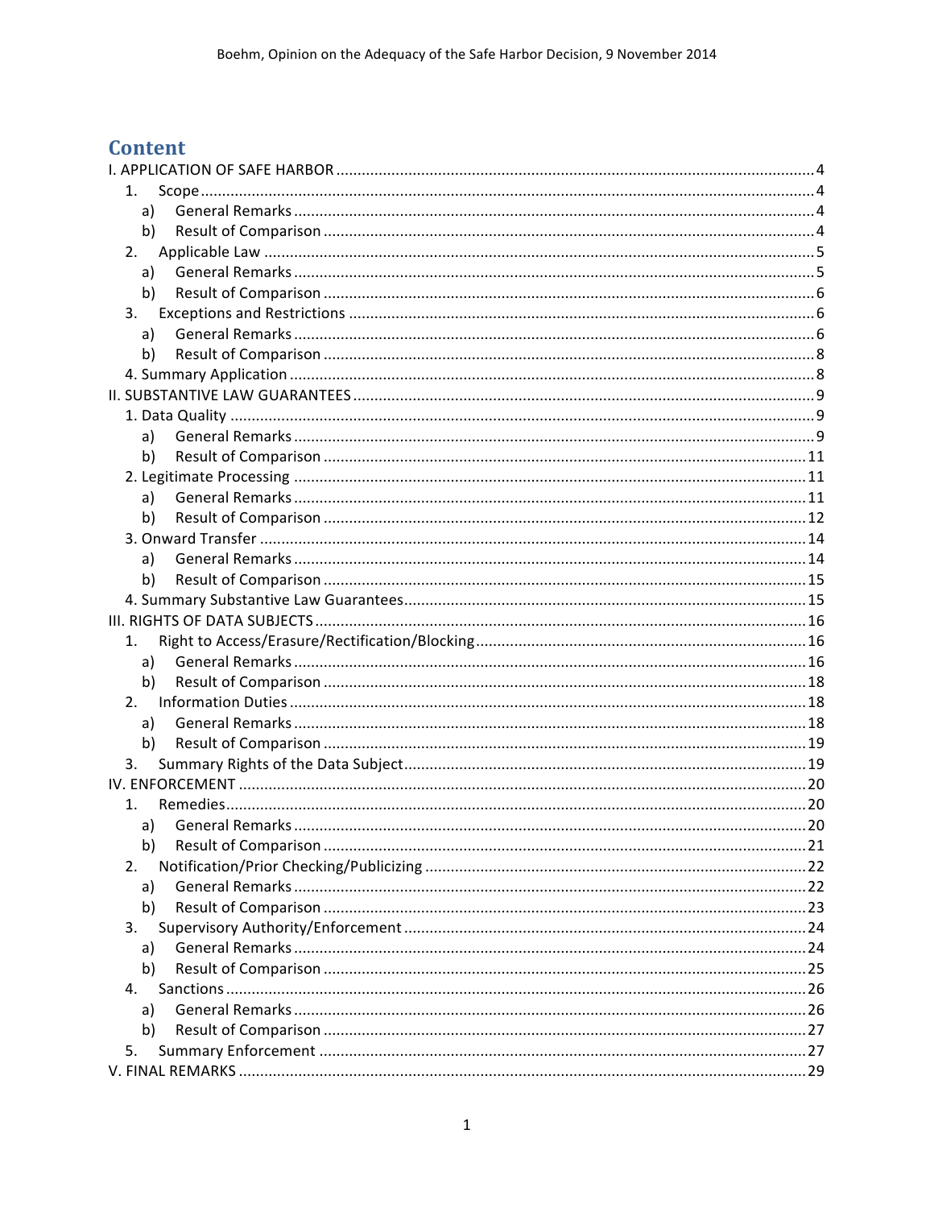# Content

- I. APPLICATION OF SAFE HARBOR ... 4
  - 1. Scope ... 4
    - a) General Remarks ... 4
    - b) Result of Comparison ... 4
  - 2. Applicable Law ... 5
    - a) General Remarks ... 5
    - b) Result of Comparison ... 6
  - 3. Exceptions and Restrictions ... 6
    - a) General Remarks ... 6
    - b) Result of Comparison ... 8
  - 4. Summary Application ... 8
- II. SUBSTANTIVE LAW GUARANTEES ... 9
  - 1. Data Quality ... 9
    - a) General Remarks ... 9
    - b) Result of Comparison ... 11
  - 2. Legitimate Processing ... 11
    - a) General Remarks ... 11
    - b) Result of Comparison ... 12
  - 3. Onward Transfer ... 14
    - a) General Remarks ... 14
    - b) Result of Comparison ... 15
  - 4. Summary Substantive Law Guarantees ... 15
- III. RIGHTS OF DATA SUBJECTS ... 16
  - 1. Right to Access/Erasure/Rectification/Blocking ... 16
    - a) General Remarks ... 16
    - b) Result of Comparison ... 18
  - 2. Information Duties ... 18
    - a) General Remarks ... 18
    - b) Result of Comparison ... 19
  - 3. Summary Rights of the Data Subject ... 19
- IV. ENFORCEMENT ... 20
  - 1. Remedies ... 20
    - a) General Remarks ... 20
    - b) Result of Comparison ... 21
  - 2. Notification/Prior Checking/Publicizing ... 22
    - a) General Remarks ... 22
    - b) Result of Comparison ... 23
  - 3. Supervisory Authority/Enforcement ... 24
    - a) General Remarks ... 24
    - b) Result of Comparison ... 25
  - 4. Sanctions ... 26
    - a) General Remarks ... 26
    - b) Result of Comparison ... 27
  - 5. Summary Enforcement ... 27
- V. FINAL REMARKS ... 29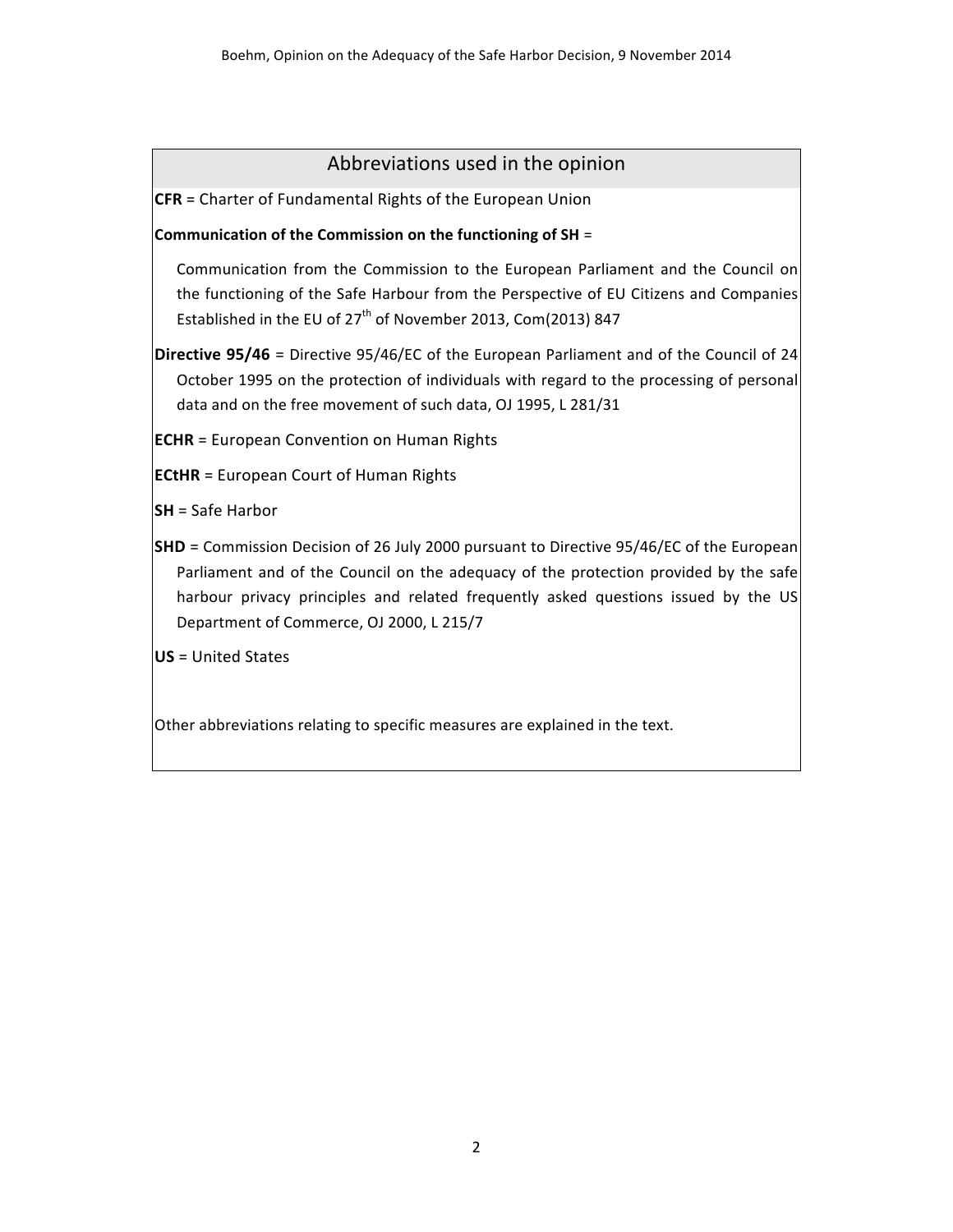## Abbreviations used in the opinion

**CFR** = Charter of Fundamental Rights of the European Union

**Communication of the Commission on the functioning of SH** =

Communication from the Commission to the European Parliament and the Council on the functioning of the Safe Harbour from the Perspective of EU Citizens and Companies Established in the EU of 27th of November 2013, Com(2013) 847

**Directive 95/46** = Directive 95/46/EC of the European Parliament and of the Council of 24 October 1995 on the protection of individuals with regard to the processing of personal data and on the free movement of such data, OJ 1995, L 281/31

**ECHR** = European Convention on Human Rights

**ECtHR** = European Court of Human Rights

**SH** = Safe Harbor

**SHD** = Commission Decision of 26 July 2000 pursuant to Directive 95/46/EC of the European Parliament and of the Council on the adequacy of the protection provided by the safe harbour privacy principles and related frequently asked questions issued by the US Department of Commerce, OJ 2000, L 215/7

**US** = United States

Other abbreviations relating to specific measures are explained in the text.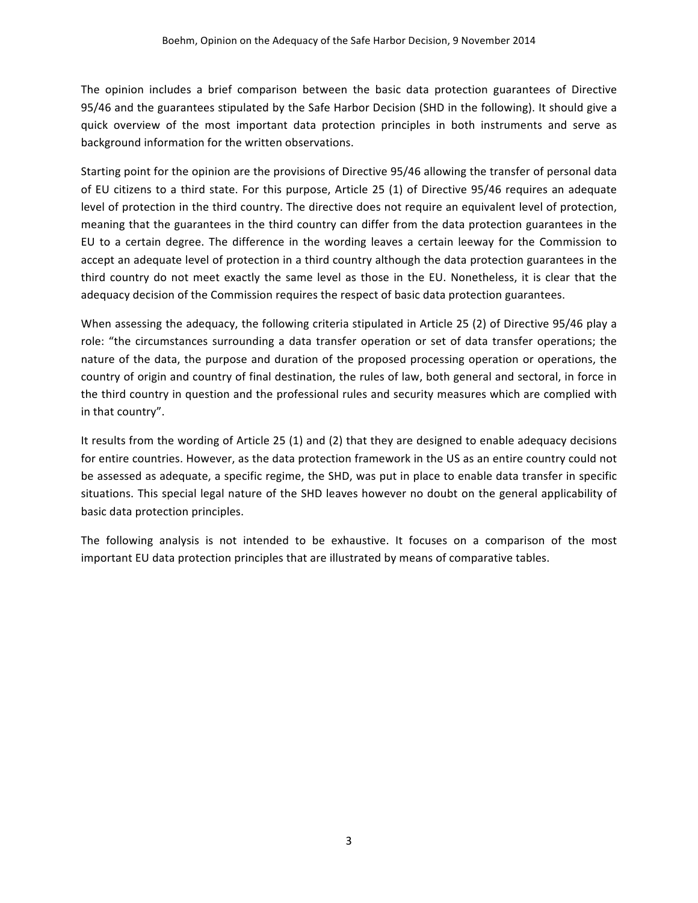The opinion includes a brief comparison between the basic data protection guarantees of Directive 95/46 and the guarantees stipulated by the Safe Harbor Decision (SHD in the following). It should give a quick overview of the most important data protection principles in both instruments and serve as background information for the written observations.

Starting point for the opinion are the provisions of Directive 95/46 allowing the transfer of personal data of EU citizens to a third state. For this purpose, Article 25 (1) of Directive 95/46 requires an adequate level of protection in the third country. The directive does not require an equivalent level of protection, meaning that the guarantees in the third country can differ from the data protection guarantees in the EU to a certain degree. The difference in the wording leaves a certain leeway for the Commission to accept an adequate level of protection in a third country although the data protection guarantees in the third country do not meet exactly the same level as those in the EU. Nonetheless, it is clear that the adequacy decision of the Commission requires the respect of basic data protection guarantees.

When assessing the adequacy, the following criteria stipulated in Article 25 (2) of Directive 95/46 play a role: "the circumstances surrounding a data transfer operation or set of data transfer operations; the nature of the data, the purpose and duration of the proposed processing operation or operations, the country of origin and country of final destination, the rules of law, both general and sectoral, in force in the third country in question and the professional rules and security measures which are complied with in that country".

It results from the wording of Article 25 (1) and (2) that they are designed to enable adequacy decisions for entire countries. However, as the data protection framework in the US as an entire country could not be assessed as adequate, a specific regime, the SHD, was put in place to enable data transfer in specific situations. This special legal nature of the SHD leaves however no doubt on the general applicability of basic data protection principles.

The following analysis is not intended to be exhaustive. It focuses on a comparison of the most important EU data protection principles that are illustrated by means of comparative tables.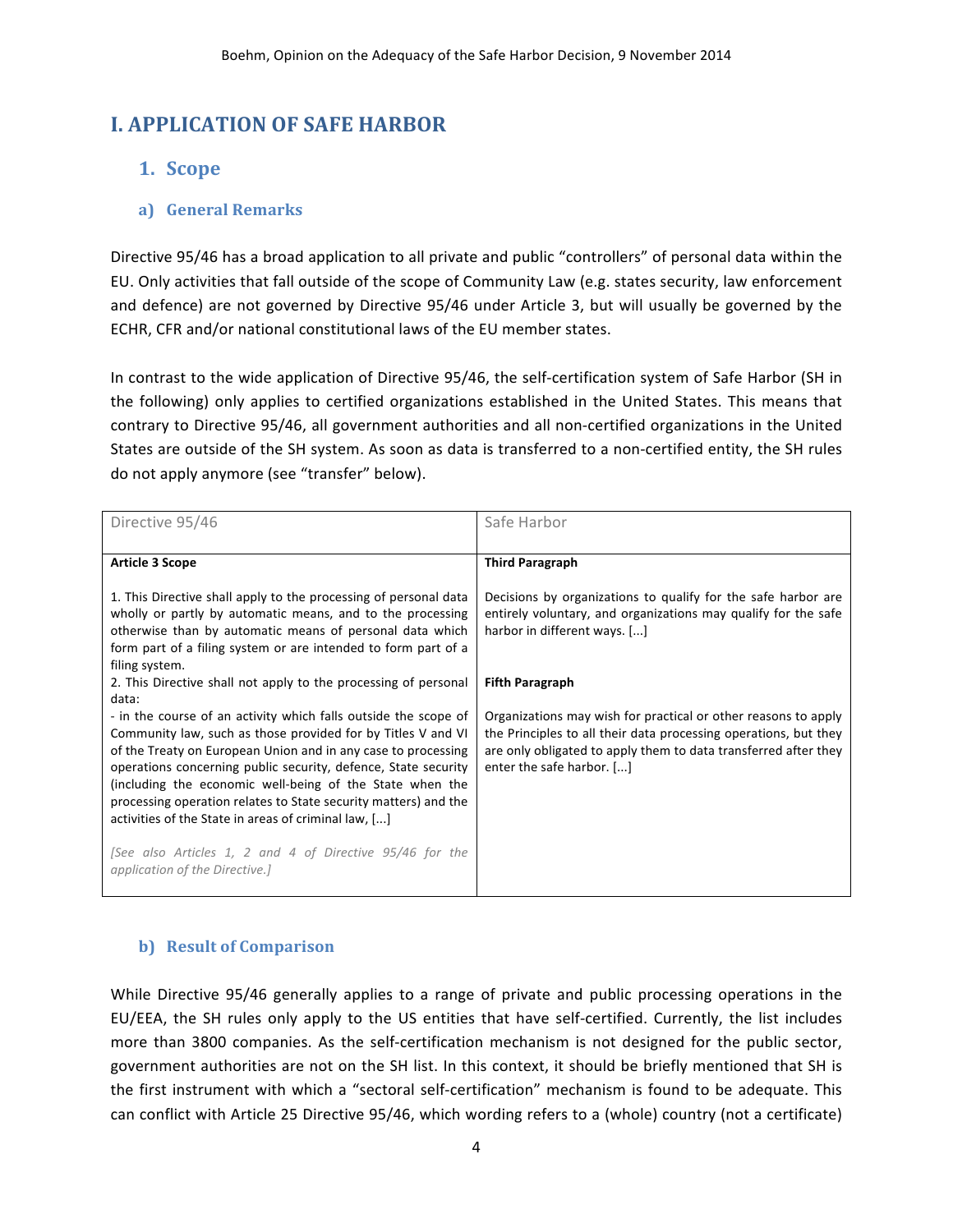# I. APPLICATION OF SAFE HARBOR

## 1. Scope

### a) General Remarks

Directive 95/46 has a broad application to all private and public "controllers" of personal data within the EU. Only activities that fall outside of the scope of Community Law (e.g. states security, law enforcement and defence) are not governed by Directive 95/46 under Article 3, but will usually be governed by the ECHR, CFR and/or national constitutional laws of the EU member states.

In contrast to the wide application of Directive 95/46, the self-certification system of Safe Harbor (SH in the following) only applies to certified organizations established in the United States. This means that contrary to Directive 95/46, all government authorities and all non-certified organizations in the United States are outside of the SH system. As soon as data is transferred to a non-certified entity, the SH rules do not apply anymore (see "transfer" below).

| Directive 95/46 | Safe Harbor |
|---|---|
| **Article 3 Scope**<br><br>1. This Directive shall apply to the processing of personal data wholly or partly by automatic means, and to the processing otherwise than by automatic means of personal data which form part of a filing system or are intended to form part of a filing system.<br>2. This Directive shall not apply to the processing of personal data:<br>- in the course of an activity which falls outside the scope of Community law, such as those provided for by Titles V and VI of the Treaty on European Union and in any case to processing operations concerning public security, defence, State security (including the economic well-being of the State when the processing operation relates to State security matters) and the activities of the State in areas of criminal law, [...]<br><br>*[See also Articles 1, 2 and 4 of Directive 95/46 for the application of the Directive.]* | **Third Paragraph**<br><br>Decisions by organizations to qualify for the safe harbor are entirely voluntary, and organizations may qualify for the safe harbor in different ways. [...]<br><br>**Fifth Paragraph**<br><br>Organizations may wish for practical or other reasons to apply the Principles to all their data processing operations, but they are only obligated to apply them to data transferred after they enter the safe harbor. [...] |

### b) Result of Comparison

While Directive 95/46 generally applies to a range of private and public processing operations in the EU/EEA, the SH rules only apply to the US entities that have self-certified. Currently, the list includes more than 3800 companies. As the self-certification mechanism is not designed for the public sector, government authorities are not on the SH list. In this context, it should be briefly mentioned that SH is the first instrument with which a "sectoral self-certification" mechanism is found to be adequate. This can conflict with Article 25 Directive 95/46, which wording refers to a (whole) country (not a certificate)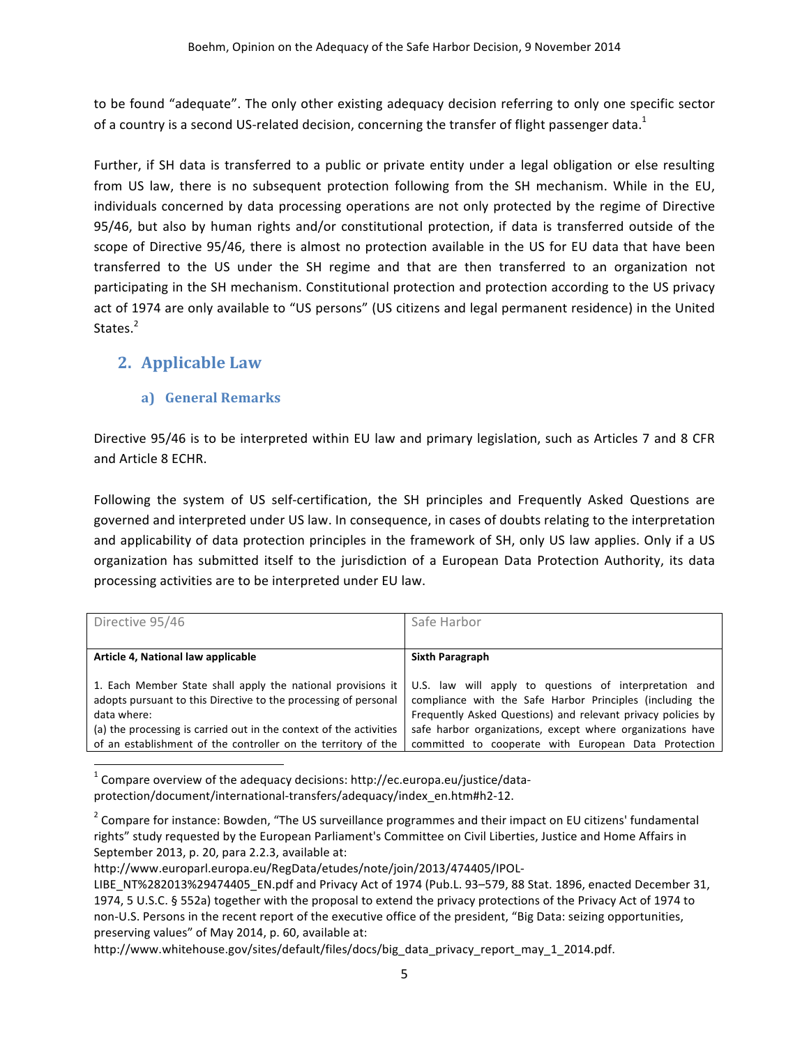to be found "adequate". The only other existing adequacy decision referring to only one specific sector of a country is a second US-related decision, concerning the transfer of flight passenger data.[1]

Further, if SH data is transferred to a public or private entity under a legal obligation or else resulting from US law, there is no subsequent protection following from the SH mechanism. While in the EU, individuals concerned by data processing operations are not only protected by the regime of Directive 95/46, but also by human rights and/or constitutional protection, if data is transferred outside of the scope of Directive 95/46, there is almost no protection available in the US for EU data that have been transferred to the US under the SH regime and that are then transferred to an organization not participating in the SH mechanism. Constitutional protection and protection according to the US privacy act of 1974 are only available to "US persons" (US citizens and legal permanent residence) in the United States.[2]

## 2. Applicable Law

### a) General Remarks

Directive 95/46 is to be interpreted within EU law and primary legislation, such as Articles 7 and 8 CFR and Article 8 ECHR.

Following the system of US self-certification, the SH principles and Frequently Asked Questions are governed and interpreted under US law. In consequence, in cases of doubts relating to the interpretation and applicability of data protection principles in the framework of SH, only US law applies. Only if a US organization has submitted itself to the jurisdiction of a European Data Protection Authority, its data processing activities are to be interpreted under EU law.

| Directive 95/46 | Safe Harbor |
|---|---|
| **Article 4, National law applicable** | **Sixth Paragraph** |
| 1. Each Member State shall apply the national provisions it adopts pursuant to this Directive to the processing of personal data where:<br>(a) the processing is carried out in the context of the activities of an establishment of the controller on the territory of the | U.S. law will apply to questions of interpretation and compliance with the Safe Harbor Principles (including the Frequently Asked Questions) and relevant privacy policies by safe harbor organizations, except where organizations have committed to cooperate with European Data Protection |

[1] Compare overview of the adequacy decisions: http://ec.europa.eu/justice/data-protection/document/international-transfers/adequacy/index_en.htm#h2-12.

[2] Compare for instance: Bowden, "The US surveillance programmes and their impact on EU citizens' fundamental rights" study requested by the European Parliament's Committee on Civil Liberties, Justice and Home Affairs in September 2013, p. 20, para 2.2.3, available at: http://www.europarl.europa.eu/RegData/etudes/note/join/2013/474405/IPOL-LIBE_NT%282013%29474405_EN.pdf and Privacy Act of 1974 (Pub.L. 93–579, 88 Stat. 1896, enacted December 31, 1974, 5 U.S.C. § 552a) together with the proposal to extend the privacy protections of the Privacy Act of 1974 to non-U.S. Persons in the recent report of the executive office of the president, "Big Data: seizing opportunities, preserving values" of May 2014, p. 60, available at: http://www.whitehouse.gov/sites/default/files/docs/big_data_privacy_report_may_1_2014.pdf.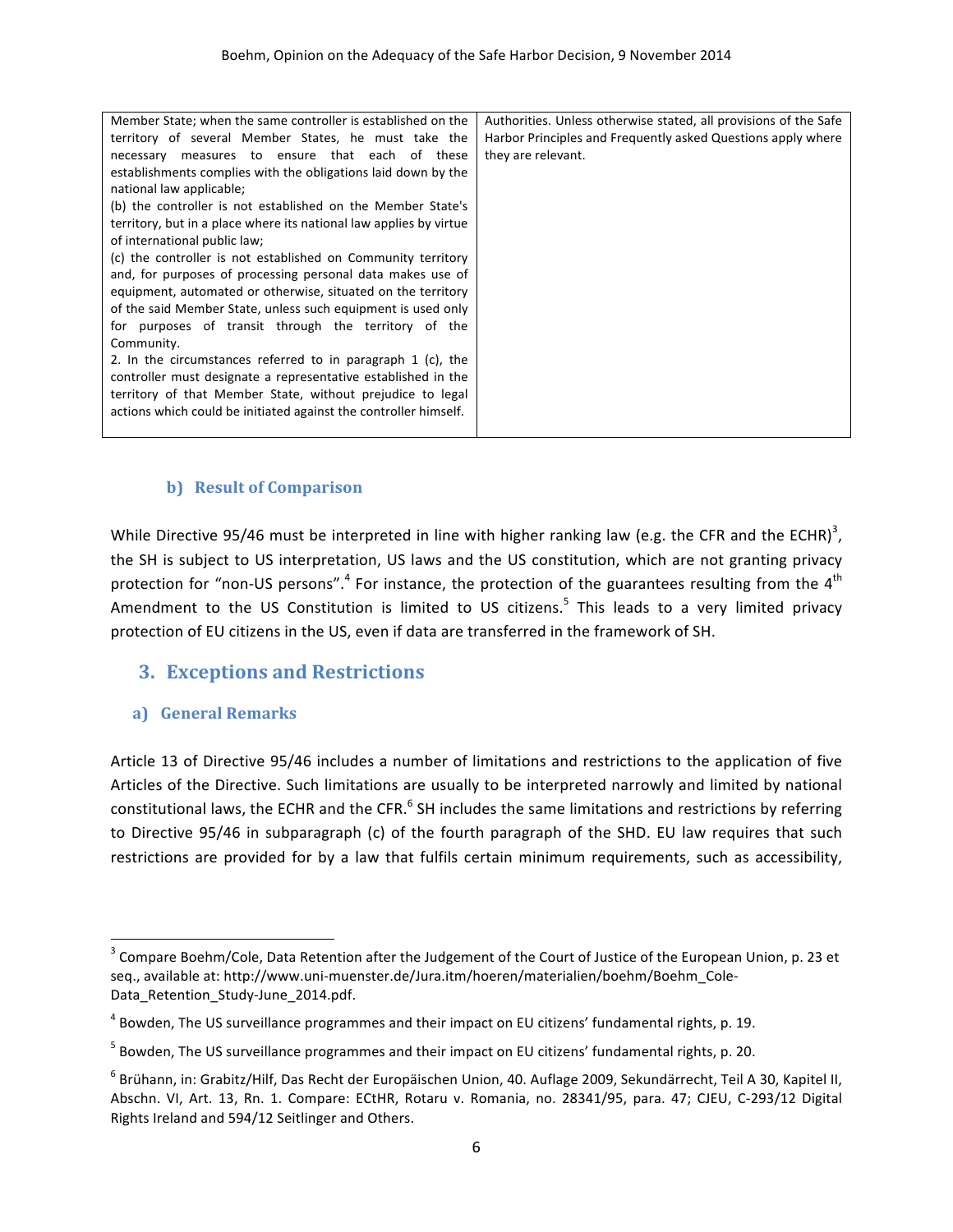| Member State; when the same controller is established on the territory of several Member States, he must take the necessary measures to ensure that each of these establishments complies with the obligations laid down by the national law applicable;<br>(b) the controller is not established on the Member State's territory, but in a place where its national law applies by virtue of international public law;<br>(c) the controller is not established on Community territory and, for purposes of processing personal data makes use of equipment, automated or otherwise, situated on the territory of the said Member State, unless such equipment is used only for purposes of transit through the territory of the Community.<br>2. In the circumstances referred to in paragraph 1 (c), the controller must designate a representative established in the territory of that Member State, without prejudice to legal actions which could be initiated against the controller himself. | Authorities. Unless otherwise stated, all provisions of the Safe Harbor Principles and Frequently asked Questions apply where they are relevant. |
|---|---|

### b) Result of Comparison

While Directive 95/46 must be interpreted in line with higher ranking law (e.g. the CFR and the ECHR)[3], the SH is subject to US interpretation, US laws and the US constitution, which are not granting privacy protection for "non-US persons".[4] For instance, the protection of the guarantees resulting from the 4th Amendment to the US Constitution is limited to US citizens.[5] This leads to a very limited privacy protection of EU citizens in the US, even if data are transferred in the framework of SH.

## 3. Exceptions and Restrictions

### a) General Remarks

Article 13 of Directive 95/46 includes a number of limitations and restrictions to the application of five Articles of the Directive. Such limitations are usually to be interpreted narrowly and limited by national constitutional laws, the ECHR and the CFR.[6] SH includes the same limitations and restrictions by referring to Directive 95/46 in subparagraph (c) of the fourth paragraph of the SHD. EU law requires that such restrictions are provided for by a law that fulfils certain minimum requirements, such as accessibility,

[3] Compare Boehm/Cole, Data Retention after the Judgement of the Court of Justice of the European Union, p. 23 et seq., available at: http://www.uni-muenster.de/Jura.itm/hoeren/materialien/boehm/Boehm_Cole-Data_Retention_Study-June_2014.pdf.

[4] Bowden, The US surveillance programmes and their impact on EU citizens' fundamental rights, p. 19.

[5] Bowden, The US surveillance programmes and their impact on EU citizens' fundamental rights, p. 20.

[6] Brühann, in: Grabitz/Hilf, Das Recht der Europäischen Union, 40. Auflage 2009, Sekundärrecht, Teil A 30, Kapitel II, Abschn. VI, Art. 13, Rn. 1. Compare: ECtHR, Rotaru v. Romania, no. 28341/95, para. 47; CJEU, C-293/12 Digital Rights Ireland and 594/12 Seitlinger and Others.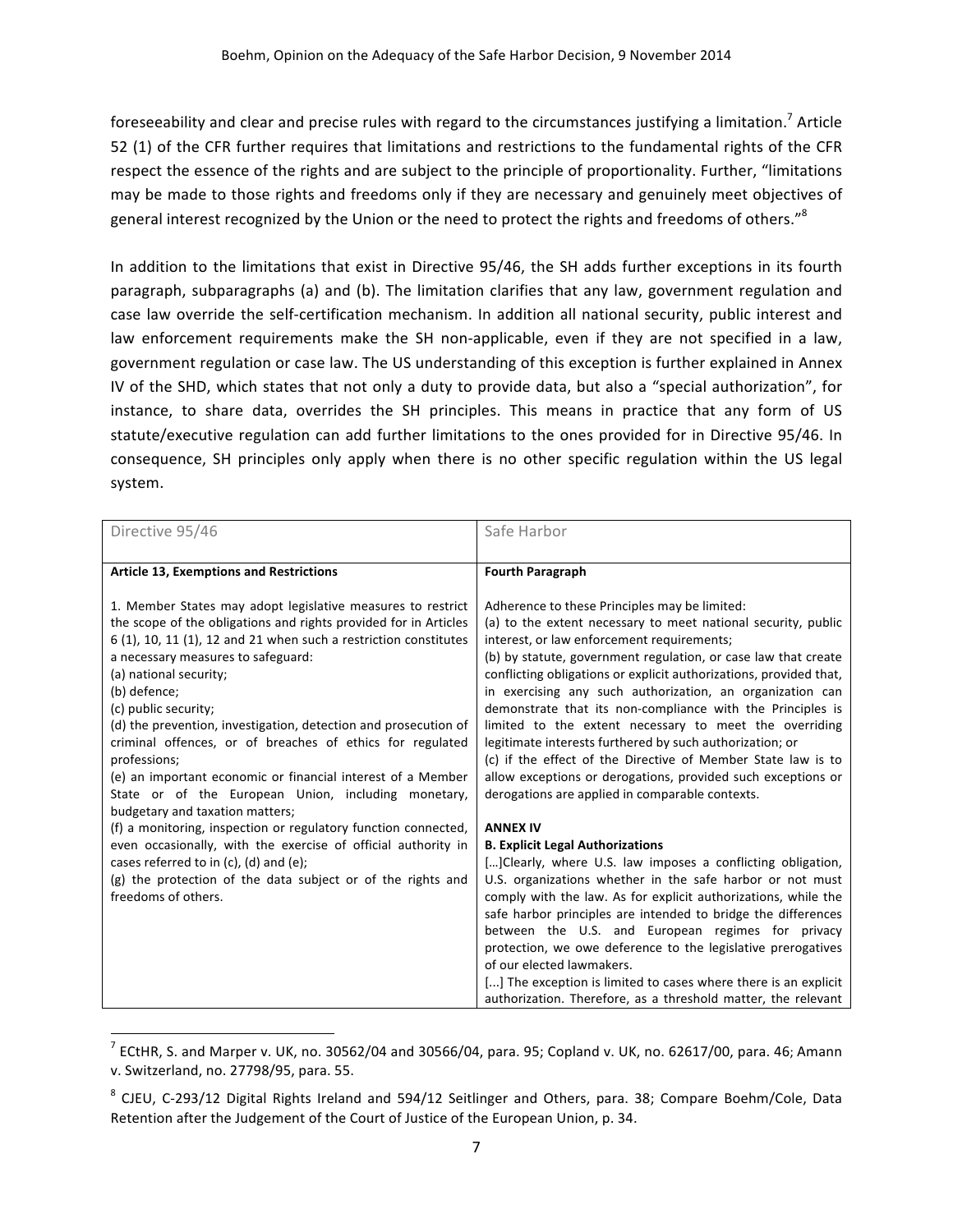foreseeability and clear and precise rules with regard to the circumstances justifying a limitation.[7] Article 52 (1) of the CFR further requires that limitations and restrictions to the fundamental rights of the CFR respect the essence of the rights and are subject to the principle of proportionality. Further, "limitations may be made to those rights and freedoms only if they are necessary and genuinely meet objectives of general interest recognized by the Union or the need to protect the rights and freedoms of others."[8]

In addition to the limitations that exist in Directive 95/46, the SH adds further exceptions in its fourth paragraph, subparagraphs (a) and (b). The limitation clarifies that any law, government regulation and case law override the self-certification mechanism. In addition all national security, public interest and law enforcement requirements make the SH non-applicable, even if they are not specified in a law, government regulation or case law. The US understanding of this exception is further explained in Annex IV of the SHD, which states that not only a duty to provide data, but also a "special authorization", for instance, to share data, overrides the SH principles. This means in practice that any form of US statute/executive regulation can add further limitations to the ones provided for in Directive 95/46. In consequence, SH principles only apply when there is no other specific regulation within the US legal system.

| Directive 95/46 | Safe Harbor |
|---|---|
| **Article 13, Exemptions and Restrictions**<br><br>1. Member States may adopt legislative measures to restrict the scope of the obligations and rights provided for in Articles 6 (1), 10, 11 (1), 12 and 21 when such a restriction constitutes a necessary measures to safeguard:<br>(a) national security;<br>(b) defence;<br>(c) public security;<br>(d) the prevention, investigation, detection and prosecution of criminal offences, or of breaches of ethics for regulated professions;<br>(e) an important economic or financial interest of a Member State or of the European Union, including monetary, budgetary and taxation matters;<br>(f) a monitoring, inspection or regulatory function connected, even occasionally, with the exercise of official authority in cases referred to in (c), (d) and (e);<br>(g) the protection of the data subject or of the rights and freedoms of others. | **Fourth Paragraph**<br><br>Adherence to these Principles may be limited:<br>(a) to the extent necessary to meet national security, public interest, or law enforcement requirements;<br>(b) by statute, government regulation, or case law that create conflicting obligations or explicit authorizations, provided that, in exercising any such authorization, an organization can demonstrate that its non-compliance with the Principles is limited to the extent necessary to meet the overriding legitimate interests furthered by such authorization; or<br>(c) if the effect of the Directive of Member State law is to allow exceptions or derogations, provided such exceptions or derogations are applied in comparable contexts.<br><br>**ANNEX IV**<br>**B. Explicit Legal Authorizations**<br>[…]Clearly, where U.S. law imposes a conflicting obligation, U.S. organizations whether in the safe harbor or not must comply with the law. As for explicit authorizations, while the safe harbor principles are intended to bridge the differences between the U.S. and European regimes for privacy protection, we owe deference to the legislative prerogatives of our elected lawmakers.<br>[...] The exception is limited to cases where there is an explicit authorization. Therefore, as a threshold matter, the relevant |

[7] ECtHR, S. and Marper v. UK, no. 30562/04 and 30566/04, para. 95; Copland v. UK, no. 62617/00, para. 46; Amann v. Switzerland, no. 27798/95, para. 55.

[8] CJEU, C-293/12 Digital Rights Ireland and 594/12 Seitlinger and Others, para. 38; Compare Boehm/Cole, Data Retention after the Judgement of the Court of Justice of the European Union, p. 34.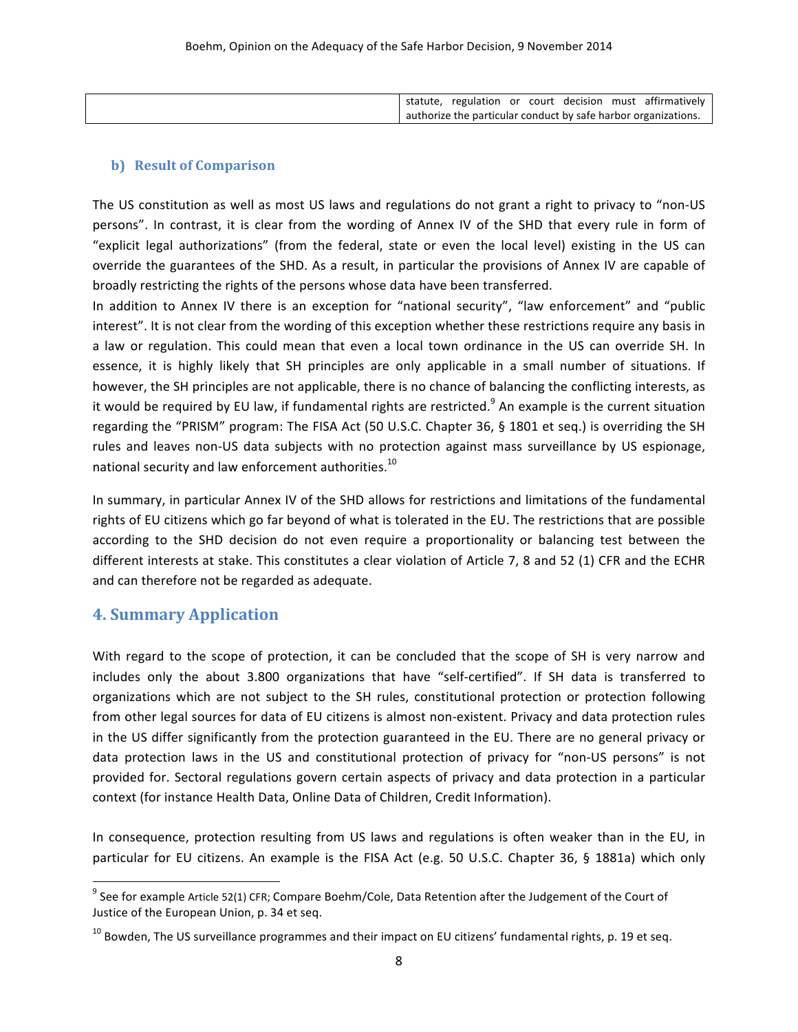| | statute, regulation or court decision must affirmatively authorize the particular conduct by safe harbor organizations. |
|---|---|

### b) Result of Comparison

The US constitution as well as most US laws and regulations do not grant a right to privacy to "non-US persons". In contrast, it is clear from the wording of Annex IV of the SHD that every rule in form of "explicit legal authorizations" (from the federal, state or even the local level) existing in the US can override the guarantees of the SHD. As a result, in particular the provisions of Annex IV are capable of broadly restricting the rights of the persons whose data have been transferred.

In addition to Annex IV there is an exception for "national security", "law enforcement" and "public interest". It is not clear from the wording of this exception whether these restrictions require any basis in a law or regulation. This could mean that even a local town ordinance in the US can override SH. In essence, it is highly likely that SH principles are only applicable in a small number of situations. If however, the SH principles are not applicable, there is no chance of balancing the conflicting interests, as it would be required by EU law, if fundamental rights are restricted.[9] An example is the current situation regarding the "PRISM" program: The FISA Act (50 U.S.C. Chapter 36, § 1801 et seq.) is overriding the SH rules and leaves non-US data subjects with no protection against mass surveillance by US espionage, national security and law enforcement authorities.[10]

In summary, in particular Annex IV of the SHD allows for restrictions and limitations of the fundamental rights of EU citizens which go far beyond of what is tolerated in the EU. The restrictions that are possible according to the SHD decision do not even require a proportionality or balancing test between the different interests at stake. This constitutes a clear violation of Article 7, 8 and 52 (1) CFR and the ECHR and can therefore not be regarded as adequate.

## 4. Summary Application

With regard to the scope of protection, it can be concluded that the scope of SH is very narrow and includes only the about 3.800 organizations that have "self-certified". If SH data is transferred to organizations which are not subject to the SH rules, constitutional protection or protection following from other legal sources for data of EU citizens is almost non-existent. Privacy and data protection rules in the US differ significantly from the protection guaranteed in the EU. There are no general privacy or data protection laws in the US and constitutional protection of privacy for "non-US persons" is not provided for. Sectoral regulations govern certain aspects of privacy and data protection in a particular context (for instance Health Data, Online Data of Children, Credit Information).

In consequence, protection resulting from US laws and regulations is often weaker than in the EU, in particular for EU citizens. An example is the FISA Act (e.g. 50 U.S.C. Chapter 36, § 1881a) which only

---

[9] See for example Article 52(1) CFR; Compare Boehm/Cole, Data Retention after the Judgement of the Court of Justice of the European Union, p. 34 et seq.

[10] Bowden, The US surveillance programmes and their impact on EU citizens' fundamental rights, p. 19 et seq.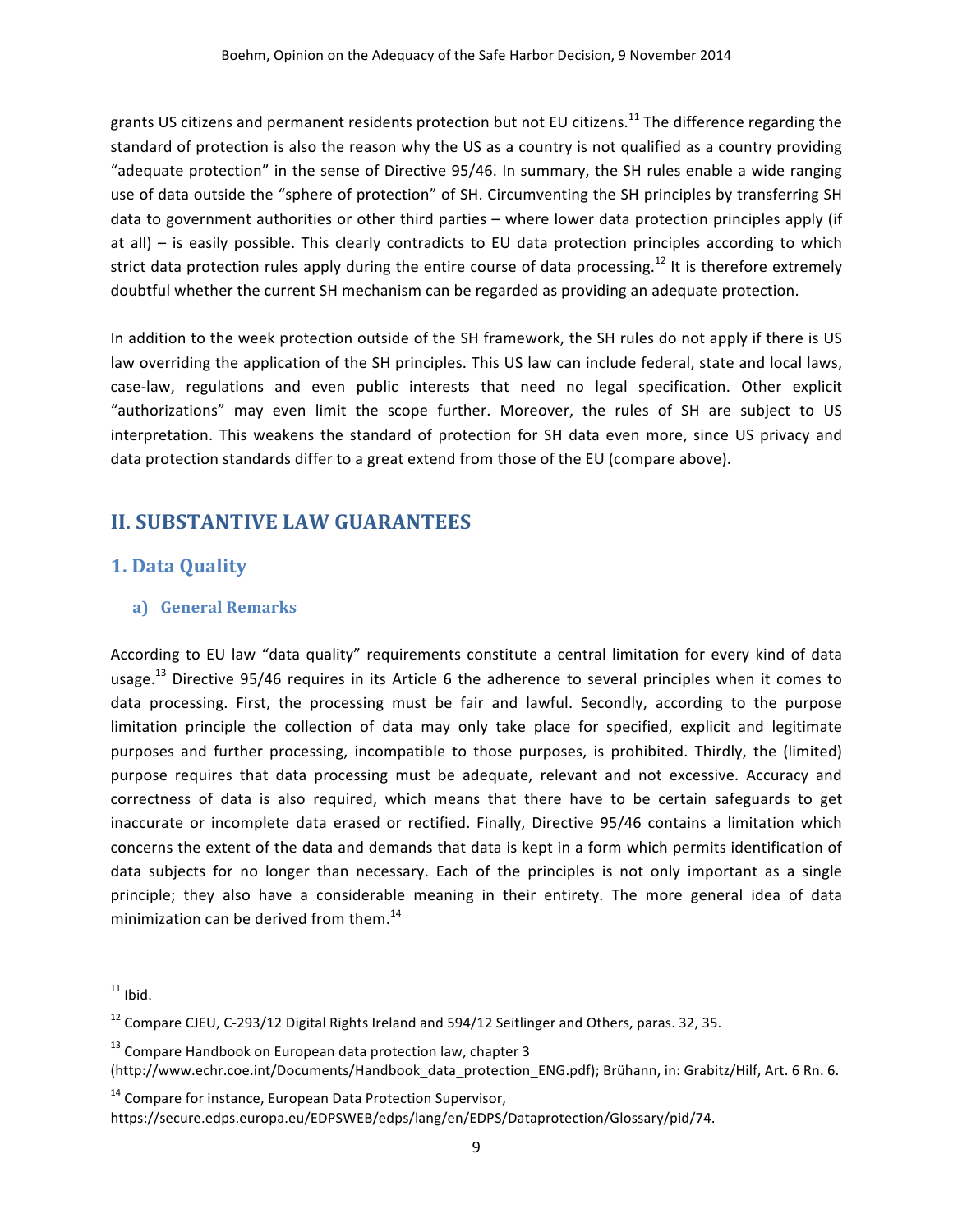grants US citizens and permanent residents protection but not EU citizens.[11] The difference regarding the standard of protection is also the reason why the US as a country is not qualified as a country providing "adequate protection" in the sense of Directive 95/46. In summary, the SH rules enable a wide ranging use of data outside the "sphere of protection" of SH. Circumventing the SH principles by transferring SH data to government authorities or other third parties – where lower data protection principles apply (if at all) – is easily possible. This clearly contradicts to EU data protection principles according to which strict data protection rules apply during the entire course of data processing.[12] It is therefore extremely doubtful whether the current SH mechanism can be regarded as providing an adequate protection.

In addition to the week protection outside of the SH framework, the SH rules do not apply if there is US law overriding the application of the SH principles. This US law can include federal, state and local laws, case-law, regulations and even public interests that need no legal specification. Other explicit "authorizations" may even limit the scope further. Moreover, the rules of SH are subject to US interpretation. This weakens the standard of protection for SH data even more, since US privacy and data protection standards differ to a great extend from those of the EU (compare above).

## II. SUBSTANTIVE LAW GUARANTEES

### 1. Data Quality

#### a) General Remarks

According to EU law "data quality" requirements constitute a central limitation for every kind of data usage.[13] Directive 95/46 requires in its Article 6 the adherence to several principles when it comes to data processing. First, the processing must be fair and lawful. Secondly, according to the purpose limitation principle the collection of data may only take place for specified, explicit and legitimate purposes and further processing, incompatible to those purposes, is prohibited. Thirdly, the (limited) purpose requires that data processing must be adequate, relevant and not excessive. Accuracy and correctness of data is also required, which means that there have to be certain safeguards to get inaccurate or incomplete data erased or rectified. Finally, Directive 95/46 contains a limitation which concerns the extent of the data and demands that data is kept in a form which permits identification of data subjects for no longer than necessary. Each of the principles is not only important as a single principle; they also have a considerable meaning in their entirety. The more general idea of data minimization can be derived from them.[14]

---

[11] Ibid.

[12] Compare CJEU, C-293/12 Digital Rights Ireland and 594/12 Seitlinger and Others, paras. 32, 35.

[13] Compare Handbook on European data protection law, chapter 3 (http://www.echr.coe.int/Documents/Handbook_data_protection_ENG.pdf); Brühann, in: Grabitz/Hilf, Art. 6 Rn. 6.

[14] Compare for instance, European Data Protection Supervisor, https://secure.edps.europa.eu/EDPSWEB/edps/lang/en/EDPS/Dataprotection/Glossary/pid/74.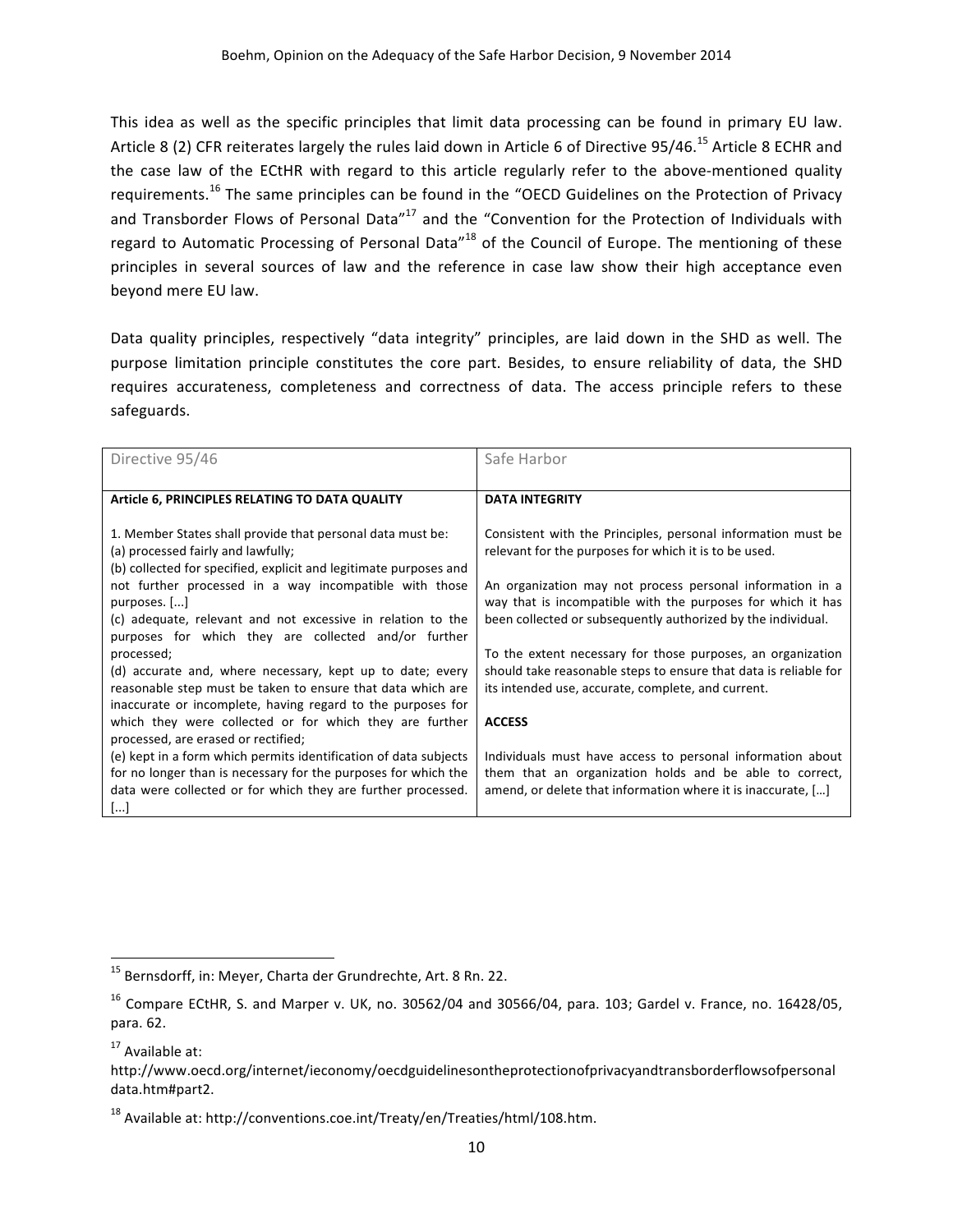This idea as well as the specific principles that limit data processing can be found in primary EU law. Article 8 (2) CFR reiterates largely the rules laid down in Article 6 of Directive 95/46.[15] Article 8 ECHR and the case law of the ECtHR with regard to this article regularly refer to the above-mentioned quality requirements.[16] The same principles can be found in the "OECD Guidelines on the Protection of Privacy and Transborder Flows of Personal Data"[17] and the "Convention for the Protection of Individuals with regard to Automatic Processing of Personal Data"[18] of the Council of Europe. The mentioning of these principles in several sources of law and the reference in case law show their high acceptance even beyond mere EU law.

Data quality principles, respectively "data integrity" principles, are laid down in the SHD as well. The purpose limitation principle constitutes the core part. Besides, to ensure reliability of data, the SHD requires accurateness, completeness and correctness of data. The access principle refers to these safeguards.

| Directive 95/46 | Safe Harbor |
|---|---|
| **Article 6, PRINCIPLES RELATING TO DATA QUALITY**<br><br>1. Member States shall provide that personal data must be:<br>(a) processed fairly and lawfully;<br>(b) collected for specified, explicit and legitimate purposes and not further processed in a way incompatible with those purposes. [...]<br>(c) adequate, relevant and not excessive in relation to the purposes for which they are collected and/or further processed;<br>(d) accurate and, where necessary, kept up to date; every reasonable step must be taken to ensure that data which are inaccurate or incomplete, having regard to the purposes for which they were collected or for which they are further processed, are erased or rectified;<br>(e) kept in a form which permits identification of data subjects for no longer than is necessary for the purposes for which the data were collected or for which they are further processed. [...] | **DATA INTEGRITY**<br><br>Consistent with the Principles, personal information must be relevant for the purposes for which it is to be used.<br><br>An organization may not process personal information in a way that is incompatible with the purposes for which it has been collected or subsequently authorized by the individual.<br><br>To the extent necessary for those purposes, an organization should take reasonable steps to ensure that data is reliable for its intended use, accurate, complete, and current.<br><br>**ACCESS**<br><br>Individuals must have access to personal information about them that an organization holds and be able to correct, amend, or delete that information where it is inaccurate, […] |

---

[15] Bernsdorff, in: Meyer, Charta der Grundrechte, Art. 8 Rn. 22.

[16] Compare ECtHR, S. and Marper v. UK, no. 30562/04 and 30566/04, para. 103; Gardel v. France, no. 16428/05, para. 62.

[17] Available at: http://www.oecd.org/internet/ieconomy/oecdguidelinesontheprotectionofprivacyandtransborderflowsofpersonaldata.htm#part2.

[18] Available at: http://conventions.coe.int/Treaty/en/Treaties/html/108.htm.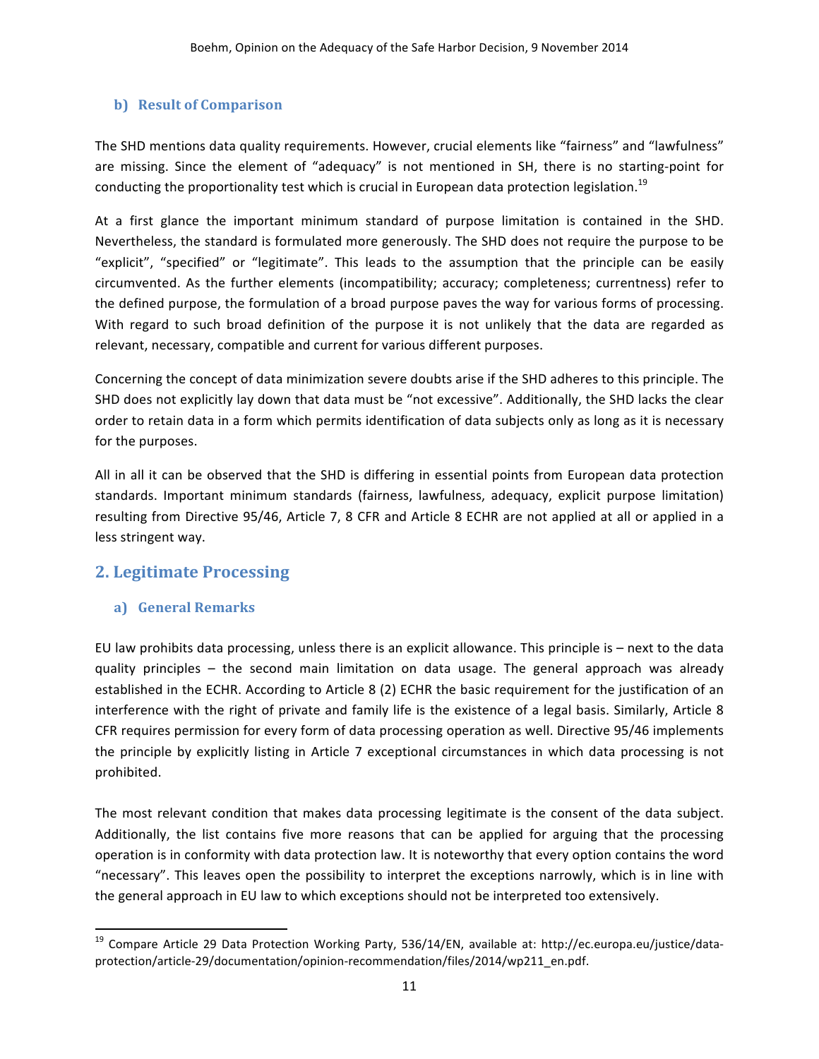### b) Result of Comparison

The SHD mentions data quality requirements. However, crucial elements like "fairness" and "lawfulness" are missing. Since the element of "adequacy" is not mentioned in SH, there is no starting-point for conducting the proportionality test which is crucial in European data protection legislation.[19]

At a first glance the important minimum standard of purpose limitation is contained in the SHD. Nevertheless, the standard is formulated more generously. The SHD does not require the purpose to be "explicit", "specified" or "legitimate". This leads to the assumption that the principle can be easily circumvented. As the further elements (incompatibility; accuracy; completeness; currentness) refer to the defined purpose, the formulation of a broad purpose paves the way for various forms of processing. With regard to such broad definition of the purpose it is not unlikely that the data are regarded as relevant, necessary, compatible and current for various different purposes.

Concerning the concept of data minimization severe doubts arise if the SHD adheres to this principle. The SHD does not explicitly lay down that data must be "not excessive". Additionally, the SHD lacks the clear order to retain data in a form which permits identification of data subjects only as long as it is necessary for the purposes.

All in all it can be observed that the SHD is differing in essential points from European data protection standards. Important minimum standards (fairness, lawfulness, adequacy, explicit purpose limitation) resulting from Directive 95/46, Article 7, 8 CFR and Article 8 ECHR are not applied at all or applied in a less stringent way.

## 2. Legitimate Processing

### a) General Remarks

EU law prohibits data processing, unless there is an explicit allowance. This principle is – next to the data quality principles – the second main limitation on data usage. The general approach was already established in the ECHR. According to Article 8 (2) ECHR the basic requirement for the justification of an interference with the right of private and family life is the existence of a legal basis. Similarly, Article 8 CFR requires permission for every form of data processing operation as well. Directive 95/46 implements the principle by explicitly listing in Article 7 exceptional circumstances in which data processing is not prohibited.

The most relevant condition that makes data processing legitimate is the consent of the data subject. Additionally, the list contains five more reasons that can be applied for arguing that the processing operation is in conformity with data protection law. It is noteworthy that every option contains the word "necessary". This leaves open the possibility to interpret the exceptions narrowly, which is in line with the general approach in EU law to which exceptions should not be interpreted too extensively.

---

[19] Compare Article 29 Data Protection Working Party, 536/14/EN, available at: http://ec.europa.eu/justice/data-protection/article-29/documentation/opinion-recommendation/files/2014/wp211_en.pdf.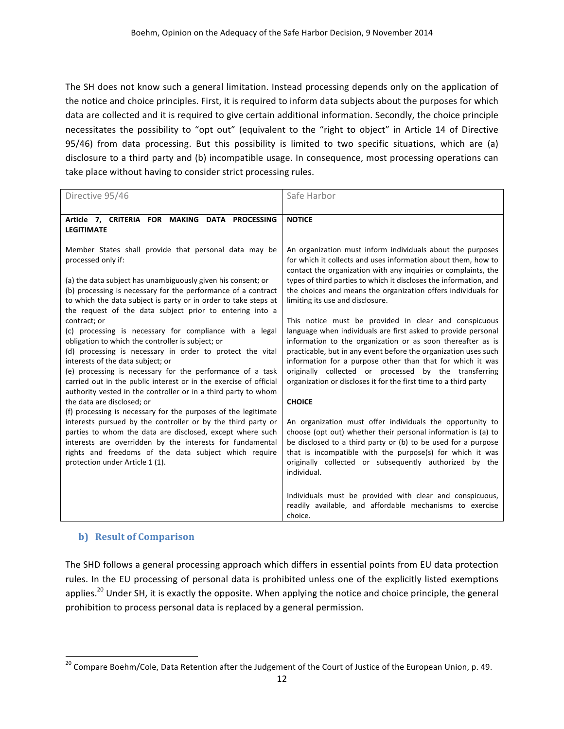The SH does not know such a general limitation. Instead processing depends only on the application of the notice and choice principles. First, it is required to inform data subjects about the purposes for which data are collected and it is required to give certain additional information. Secondly, the choice principle necessitates the possibility to "opt out" (equivalent to the "right to object" in Article 14 of Directive 95/46) from data processing. But this possibility is limited to two specific situations, which are (a) disclosure to a third party and (b) incompatible usage. In consequence, most processing operations can take place without having to consider strict processing rules.

| Directive 95/46 | Safe Harbor |
|---|---|
| **Article 7, CRITERIA FOR MAKING DATA PROCESSING LEGITIMATE** | **NOTICE** |
| Member States shall provide that personal data may be processed only if:<br><br>(a) the data subject has unambiguously given his consent; or<br>(b) processing is necessary for the performance of a contract to which the data subject is party or in order to take steps at the request of the data subject prior to entering into a contract; or<br>(c) processing is necessary for compliance with a legal obligation to which the controller is subject; or<br>(d) processing is necessary in order to protect the vital interests of the data subject; or<br>(e) processing is necessary for the performance of a task carried out in the public interest or in the exercise of official authority vested in the controller or in a third party to whom the data are disclosed; or<br>(f) processing is necessary for the purposes of the legitimate interests pursued by the controller or by the third party or parties to whom the data are disclosed, except where such interests are overridden by the interests for fundamental rights and freedoms of the data subject which require protection under Article 1 (1). | An organization must inform individuals about the purposes for which it collects and uses information about them, how to contact the organization with any inquiries or complaints, the types of third parties to which it discloses the information, and the choices and means the organization offers individuals for limiting its use and disclosure.<br><br>This notice must be provided in clear and conspicuous language when individuals are first asked to provide personal information to the organization or as soon thereafter as is practicable, but in any event before the organization uses such information for a purpose other than that for which it was originally collected or processed by the transferring organization or discloses it for the first time to a third party<br><br>**CHOICE**<br><br>An organization must offer individuals the opportunity to choose (opt out) whether their personal information is (a) to be disclosed to a third party or (b) to be used for a purpose that is incompatible with the purpose(s) for which it was originally collected or subsequently authorized by the individual.<br><br>Individuals must be provided with clear and conspicuous, readily available, and affordable mechanisms to exercise choice. |

### b) Result of Comparison

The SHD follows a general processing approach which differs in essential points from EU data protection rules. In the EU processing of personal data is prohibited unless one of the explicitly listed exemptions applies.[20] Under SH, it is exactly the opposite. When applying the notice and choice principle, the general prohibition to process personal data is replaced by a general permission.

[20] Compare Boehm/Cole, Data Retention after the Judgement of the Court of Justice of the European Union, p. 49.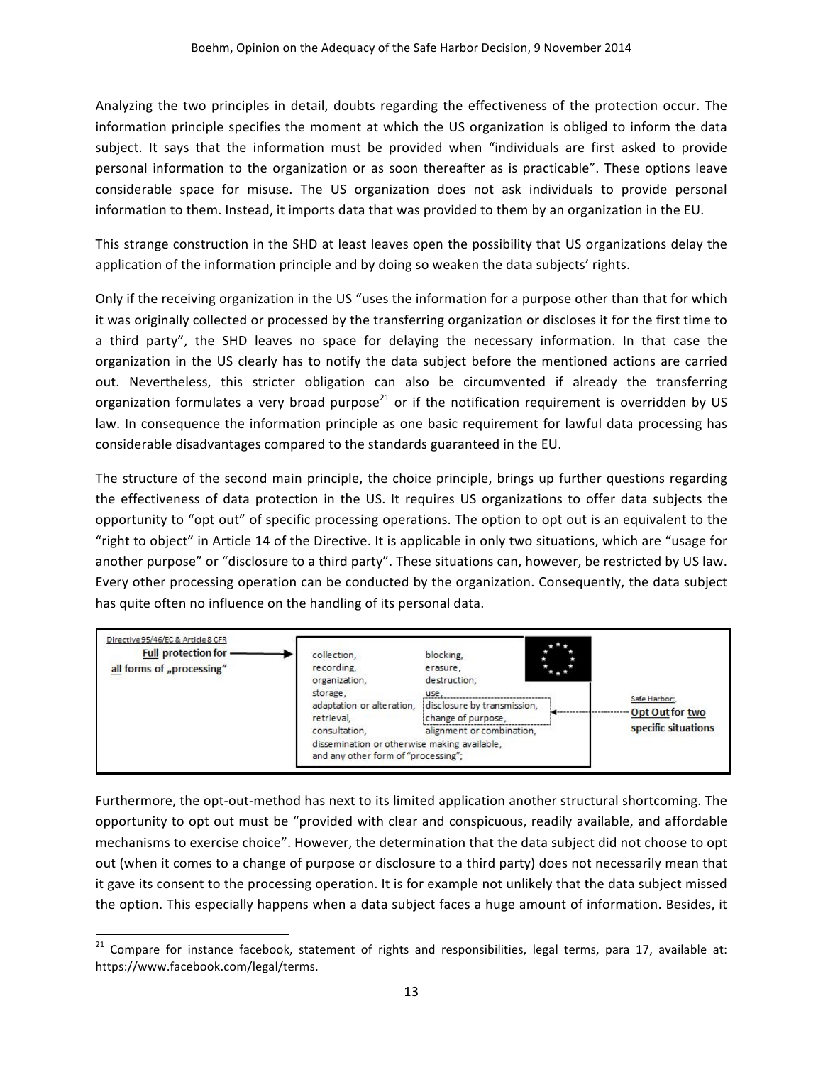Analyzing the two principles in detail, doubts regarding the effectiveness of the protection occur. The information principle specifies the moment at which the US organization is obliged to inform the data subject. It says that the information must be provided when "individuals are first asked to provide personal information to the organization or as soon thereafter as is practicable". These options leave considerable space for misuse. The US organization does not ask individuals to provide personal information to them. Instead, it imports data that was provided to them by an organization in the EU.

This strange construction in the SHD at least leaves open the possibility that US organizations delay the application of the information principle and by doing so weaken the data subjects' rights.

Only if the receiving organization in the US "uses the information for a purpose other than that for which it was originally collected or processed by the transferring organization or discloses it for the first time to a third party", the SHD leaves no space for delaying the necessary information. In that case the organization in the US clearly has to notify the data subject before the mentioned actions are carried out. Nevertheless, this stricter obligation can also be circumvented if already the transferring organization formulates a very broad purpose[21] or if the notification requirement is overridden by US law. In consequence the information principle as one basic requirement for lawful data processing has considerable disadvantages compared to the standards guaranteed in the EU.

The structure of the second main principle, the choice principle, brings up further questions regarding the effectiveness of data protection in the US. It requires US organizations to offer data subjects the opportunity to "opt out" of specific processing operations. The option to opt out is an equivalent to the "right to object" in Article 14 of the Directive. It is applicable in only two situations, which are "usage for another purpose" or "disclosure to a third party". These situations can, however, be restricted by US law. Every other processing operation can be conducted by the organization. Consequently, the data subject has quite often no influence on the handling of its personal data.

| Directive 95/46/EC & Article 8 CFR | | | |
|---|---|---|---|
| **Full** protection for **all** forms of „processing" → | collection,<br>recording,<br>organization,<br>storage,<br>adaptation or alteration,<br>retrieval,<br>consultation,<br>dissemination or otherwise making available,<br>and any other form of "processing"; | blocking,<br>erasure,<br>destruction;<br>use,<br>disclosure by transmission,<br>change of purpose,<br>alignment or combination, | Safe Harbor:<br>**Opt Out** for **two** specific situations (→ disclosure by transmission, change of purpose) |

Furthermore, the opt-out-method has next to its limited application another structural shortcoming. The opportunity to opt out must be "provided with clear and conspicuous, readily available, and affordable mechanisms to exercise choice". However, the determination that the data subject did not choose to opt out (when it comes to a change of purpose or disclosure to a third party) does not necessarily mean that it gave its consent to the processing operation. It is for example not unlikely that the data subject missed the option. This especially happens when a data subject faces a huge amount of information. Besides, it

[21] Compare for instance facebook, statement of rights and responsibilities, legal terms, para 17, available at: https://www.facebook.com/legal/terms.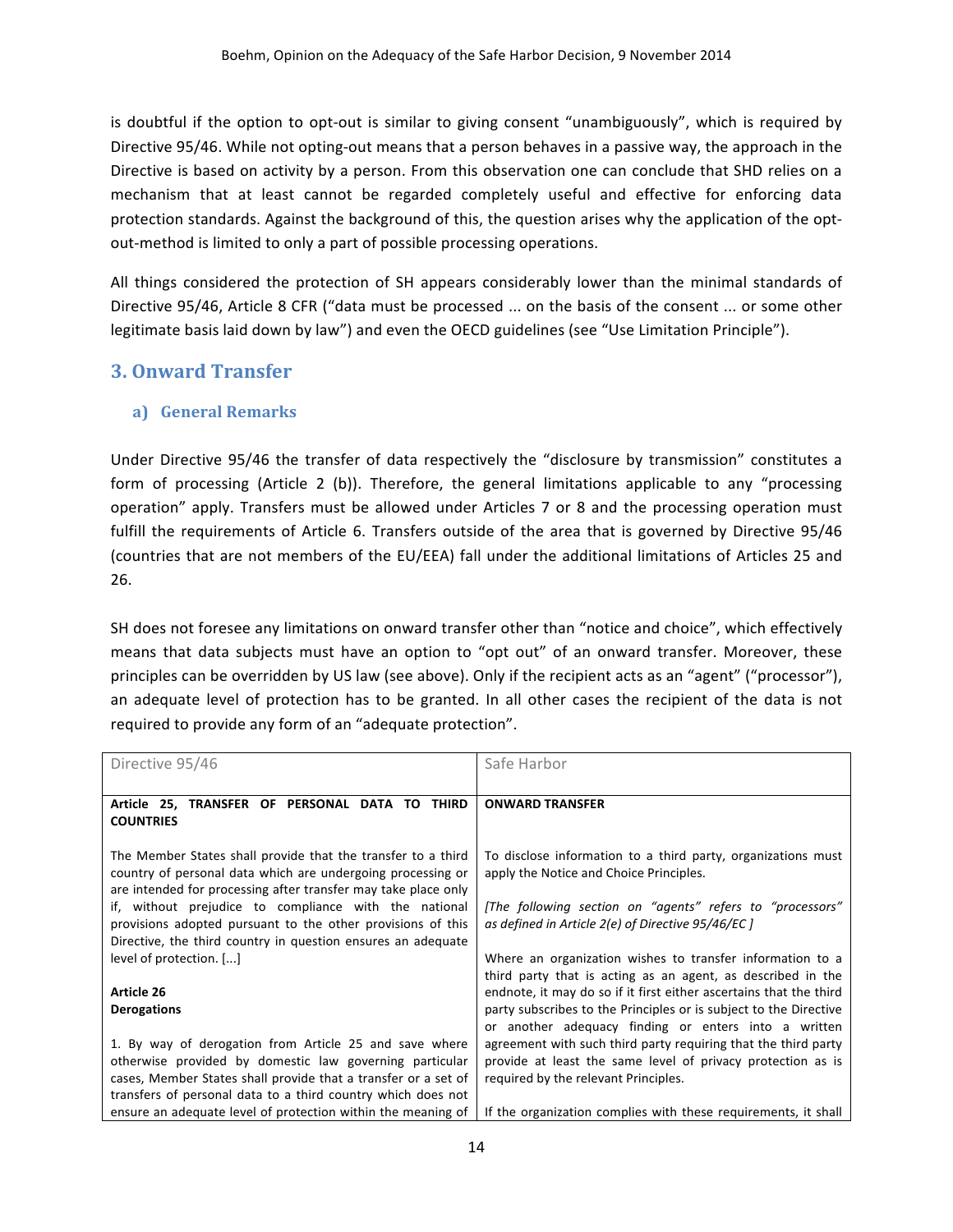is doubtful if the option to opt-out is similar to giving consent "unambiguously", which is required by Directive 95/46. While not opting-out means that a person behaves in a passive way, the approach in the Directive is based on activity by a person. From this observation one can conclude that SHD relies on a mechanism that at least cannot be regarded completely useful and effective for enforcing data protection standards. Against the background of this, the question arises why the application of the opt-out-method is limited to only a part of possible processing operations.

All things considered the protection of SH appears considerably lower than the minimal standards of Directive 95/46, Article 8 CFR ("data must be processed ... on the basis of the consent ... or some other legitimate basis laid down by law") and even the OECD guidelines (see "Use Limitation Principle").

## 3. Onward Transfer

### a) General Remarks

Under Directive 95/46 the transfer of data respectively the "disclosure by transmission" constitutes a form of processing (Article 2 (b)). Therefore, the general limitations applicable to any "processing operation" apply. Transfers must be allowed under Articles 7 or 8 and the processing operation must fulfill the requirements of Article 6. Transfers outside of the area that is governed by Directive 95/46 (countries that are not members of the EU/EEA) fall under the additional limitations of Articles 25 and 26.

SH does not foresee any limitations on onward transfer other than "notice and choice", which effectively means that data subjects must have an option to "opt out" of an onward transfer. Moreover, these principles can be overridden by US law (see above). Only if the recipient acts as an "agent" ("processor"), an adequate level of protection has to be granted. In all other cases the recipient of the data is not required to provide any form of an "adequate protection".

| Directive 95/46 | Safe Harbor |
|---|---|
| **Article 25, TRANSFER OF PERSONAL DATA TO THIRD COUNTRIES**<br><br>The Member States shall provide that the transfer to a third country of personal data which are undergoing processing or are intended for processing after transfer may take place only if, without prejudice to compliance with the national provisions adopted pursuant to the other provisions of this Directive, the third country in question ensures an adequate level of protection. [...]<br><br>**Article 26**<br>**Derogations**<br><br>1. By way of derogation from Article 25 and save where otherwise provided by domestic law governing particular cases, Member States shall provide that a transfer or a set of transfers of personal data to a third country which does not ensure an adequate level of protection within the meaning of | **ONWARD TRANSFER**<br><br>To disclose information to a third party, organizations must apply the Notice and Choice Principles.<br><br>*[The following section on "agents" refers to "processors" as defined in Article 2(e) of Directive 95/46/EC ]*<br><br>Where an organization wishes to transfer information to a third party that is acting as an agent, as described in the endnote, it may do so if it first either ascertains that the third party subscribes to the Principles or is subject to the Directive or another adequacy finding or enters into a written agreement with such third party requiring that the third party provide at least the same level of privacy protection as is required by the relevant Principles.<br><br>If the organization complies with these requirements, it shall |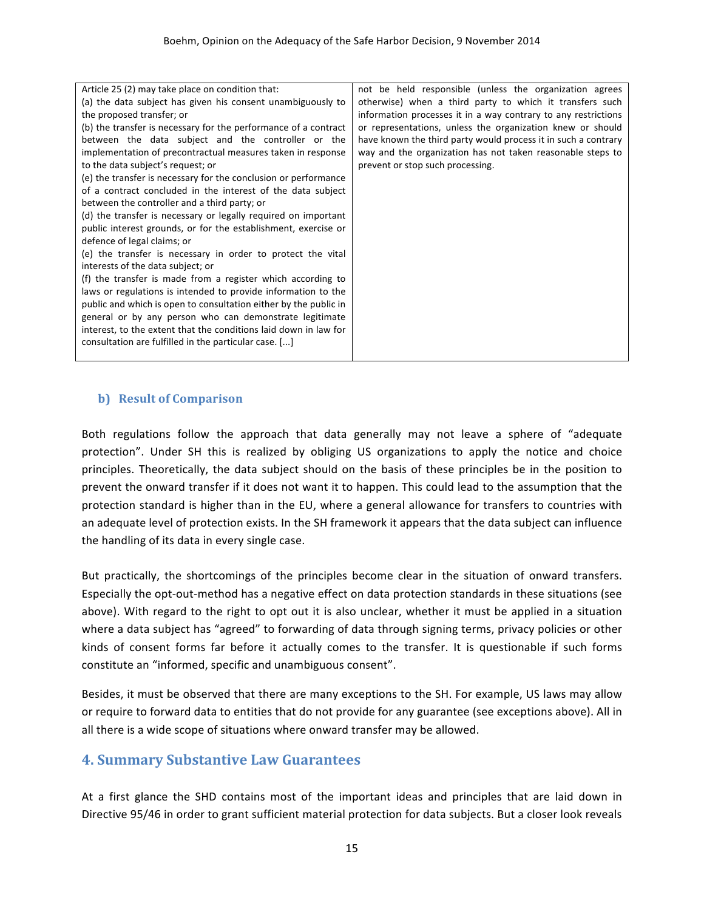| | |
|---|---|
| Article 25 (2) may take place on condition that:<br>(a) the data subject has given his consent unambiguously to the proposed transfer; or<br>(b) the transfer is necessary for the performance of a contract between the data subject and the controller or the implementation of precontractual measures taken in response to the data subject's request; or<br>(e) the transfer is necessary for the conclusion or performance of a contract concluded in the interest of the data subject between the controller and a third party; or<br>(d) the transfer is necessary or legally required on important public interest grounds, or for the establishment, exercise or defence of legal claims; or<br>(e) the transfer is necessary in order to protect the vital interests of the data subject; or<br>(f) the transfer is made from a register which according to laws or regulations is intended to provide information to the public and which is open to consultation either by the public in general or by any person who can demonstrate legitimate interest, to the extent that the conditions laid down in law for consultation are fulfilled in the particular case. [...] | not be held responsible (unless the organization agrees otherwise) when a third party to which it transfers such information processes it in a way contrary to any restrictions or representations, unless the organization knew or should have known the third party would process it in such a contrary way and the organization has not taken reasonable steps to prevent or stop such processing. |

### b) Result of Comparison

Both regulations follow the approach that data generally may not leave a sphere of "adequate protection". Under SH this is realized by obliging US organizations to apply the notice and choice principles. Theoretically, the data subject should on the basis of these principles be in the position to prevent the onward transfer if it does not want it to happen. This could lead to the assumption that the protection standard is higher than in the EU, where a general allowance for transfers to countries with an adequate level of protection exists. In the SH framework it appears that the data subject can influence the handling of its data in every single case.

But practically, the shortcomings of the principles become clear in the situation of onward transfers. Especially the opt-out-method has a negative effect on data protection standards in these situations (see above). With regard to the right to opt out it is also unclear, whether it must be applied in a situation where a data subject has "agreed" to forwarding of data through signing terms, privacy policies or other kinds of consent forms far before it actually comes to the transfer. It is questionable if such forms constitute an "informed, specific and unambiguous consent".

Besides, it must be observed that there are many exceptions to the SH. For example, US laws may allow or require to forward data to entities that do not provide for any guarantee (see exceptions above). All in all there is a wide scope of situations where onward transfer may be allowed.

## 4. Summary Substantive Law Guarantees

At a first glance the SHD contains most of the important ideas and principles that are laid down in Directive 95/46 in order to grant sufficient material protection for data subjects. But a closer look reveals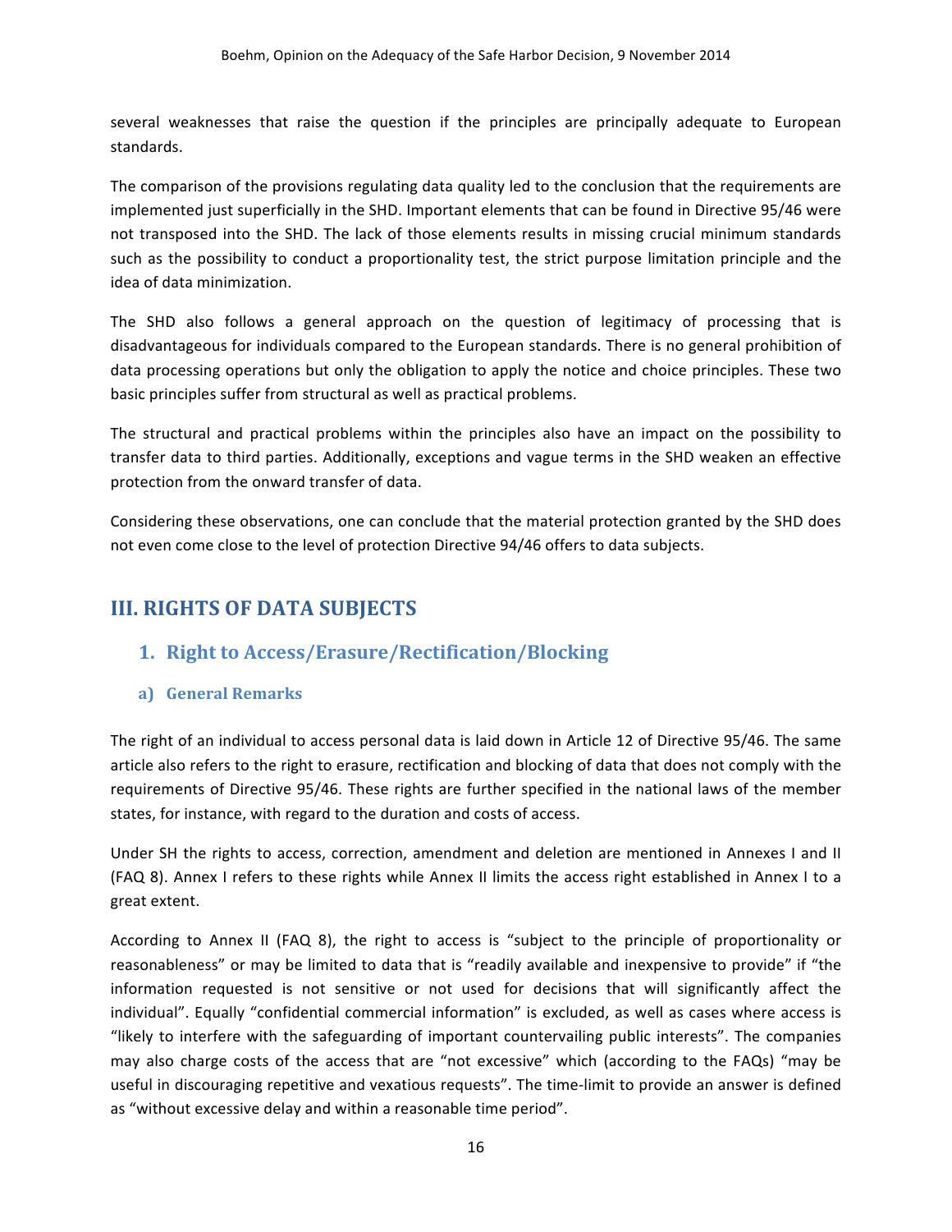several weaknesses that raise the question if the principles are principally adequate to European standards.

The comparison of the provisions regulating data quality led to the conclusion that the requirements are implemented just superficially in the SHD. Important elements that can be found in Directive 95/46 were not transposed into the SHD. The lack of those elements results in missing crucial minimum standards such as the possibility to conduct a proportionality test, the strict purpose limitation principle and the idea of data minimization.

The SHD also follows a general approach on the question of legitimacy of processing that is disadvantageous for individuals compared to the European standards. There is no general prohibition of data processing operations but only the obligation to apply the notice and choice principles. These two basic principles suffer from structural as well as practical problems.

The structural and practical problems within the principles also have an impact on the possibility to transfer data to third parties. Additionally, exceptions and vague terms in the SHD weaken an effective protection from the onward transfer of data.

Considering these observations, one can conclude that the material protection granted by the SHD does not even come close to the level of protection Directive 94/46 offers to data subjects.

## III. RIGHTS OF DATA SUBJECTS

### 1. Right to Access/Erasure/Rectification/Blocking

#### a) General Remarks

The right of an individual to access personal data is laid down in Article 12 of Directive 95/46. The same article also refers to the right to erasure, rectification and blocking of data that does not comply with the requirements of Directive 95/46. These rights are further specified in the national laws of the member states, for instance, with regard to the duration and costs of access.

Under SH the rights to access, correction, amendment and deletion are mentioned in Annexes I and II (FAQ 8). Annex I refers to these rights while Annex II limits the access right established in Annex I to a great extent.

According to Annex II (FAQ 8), the right to access is "subject to the principle of proportionality or reasonableness" or may be limited to data that is "readily available and inexpensive to provide" if "the information requested is not sensitive or not used for decisions that will significantly affect the individual". Equally "confidential commercial information" is excluded, as well as cases where access is "likely to interfere with the safeguarding of important countervailing public interests". The companies may also charge costs of the access that are "not excessive" which (according to the FAQs) "may be useful in discouraging repetitive and vexatious requests". The time-limit to provide an answer is defined as "without excessive delay and within a reasonable time period".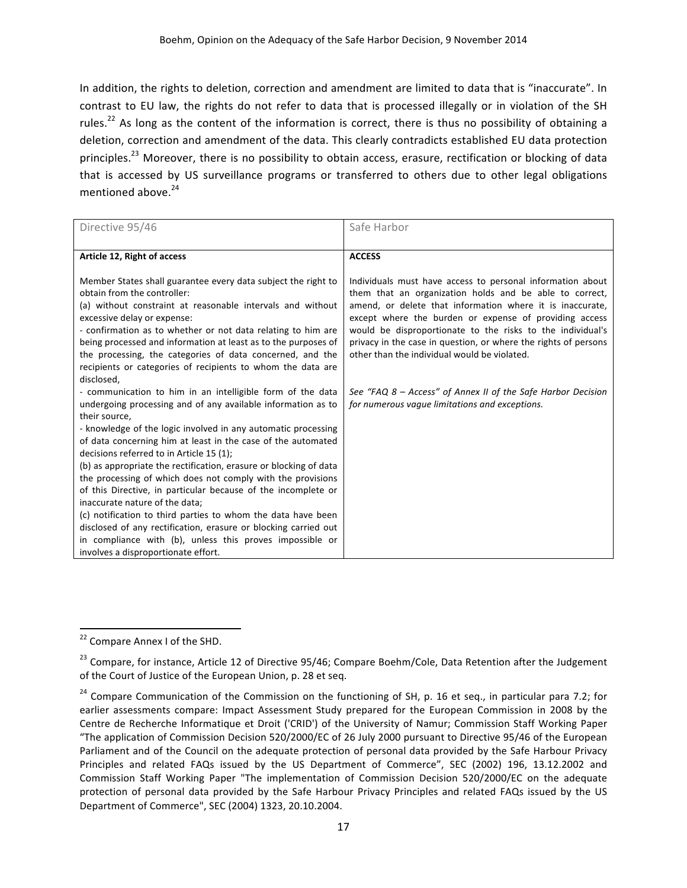In addition, the rights to deletion, correction and amendment are limited to data that is "inaccurate". In contrast to EU law, the rights do not refer to data that is processed illegally or in violation of the SH rules.[22] As long as the content of the information is correct, there is thus no possibility of obtaining a deletion, correction and amendment of the data. This clearly contradicts established EU data protection principles.[23] Moreover, there is no possibility to obtain access, erasure, rectification or blocking of data that is accessed by US surveillance programs or transferred to others due to other legal obligations mentioned above.[24]

| Directive 95/46 | Safe Harbor |
|---|---|
| **Article 12, Right of access**<br><br>Member States shall guarantee every data subject the right to obtain from the controller:<br>(a) without constraint at reasonable intervals and without excessive delay or expense:<br>- confirmation as to whether or not data relating to him are being processed and information at least as to the purposes of the processing, the categories of data concerned, and the recipients or categories of recipients to whom the data are disclosed,<br>- communication to him in an intelligible form of the data undergoing processing and of any available information as to their source,<br>- knowledge of the logic involved in any automatic processing of data concerning him at least in the case of the automated decisions referred to in Article 15 (1);<br>(b) as appropriate the rectification, erasure or blocking of data the processing of which does not comply with the provisions of this Directive, in particular because of the incomplete or inaccurate nature of the data;<br>(c) notification to third parties to whom the data have been disclosed of any rectification, erasure or blocking carried out in compliance with (b), unless this proves impossible or involves a disproportionate effort. | **ACCESS**<br><br>Individuals must have access to personal information about them that an organization holds and be able to correct, amend, or delete that information where it is inaccurate, except where the burden or expense of providing access would be disproportionate to the risks to the individual's privacy in the case in question, or where the rights of persons other than the individual would be violated.<br><br>*See "FAQ 8 – Access" of Annex II of the Safe Harbor Decision for numerous vague limitations and exceptions.* |

[22] Compare Annex I of the SHD.

[23] Compare, for instance, Article 12 of Directive 95/46; Compare Boehm/Cole, Data Retention after the Judgement of the Court of Justice of the European Union, p. 28 et seq.

[24] Compare Communication of the Commission on the functioning of SH, p. 16 et seq., in particular para 7.2; for earlier assessments compare: Impact Assessment Study prepared for the European Commission in 2008 by the Centre de Recherche Informatique et Droit ('CRID') of the University of Namur; Commission Staff Working Paper "The application of Commission Decision 520/2000/EC of 26 July 2000 pursuant to Directive 95/46 of the European Parliament and of the Council on the adequate protection of personal data provided by the Safe Harbour Privacy Principles and related FAQs issued by the US Department of Commerce", SEC (2002) 196, 13.12.2002 and Commission Staff Working Paper "The implementation of Commission Decision 520/2000/EC on the adequate protection of personal data provided by the Safe Harbour Privacy Principles and related FAQs issued by the US Department of Commerce", SEC (2004) 1323, 20.10.2004.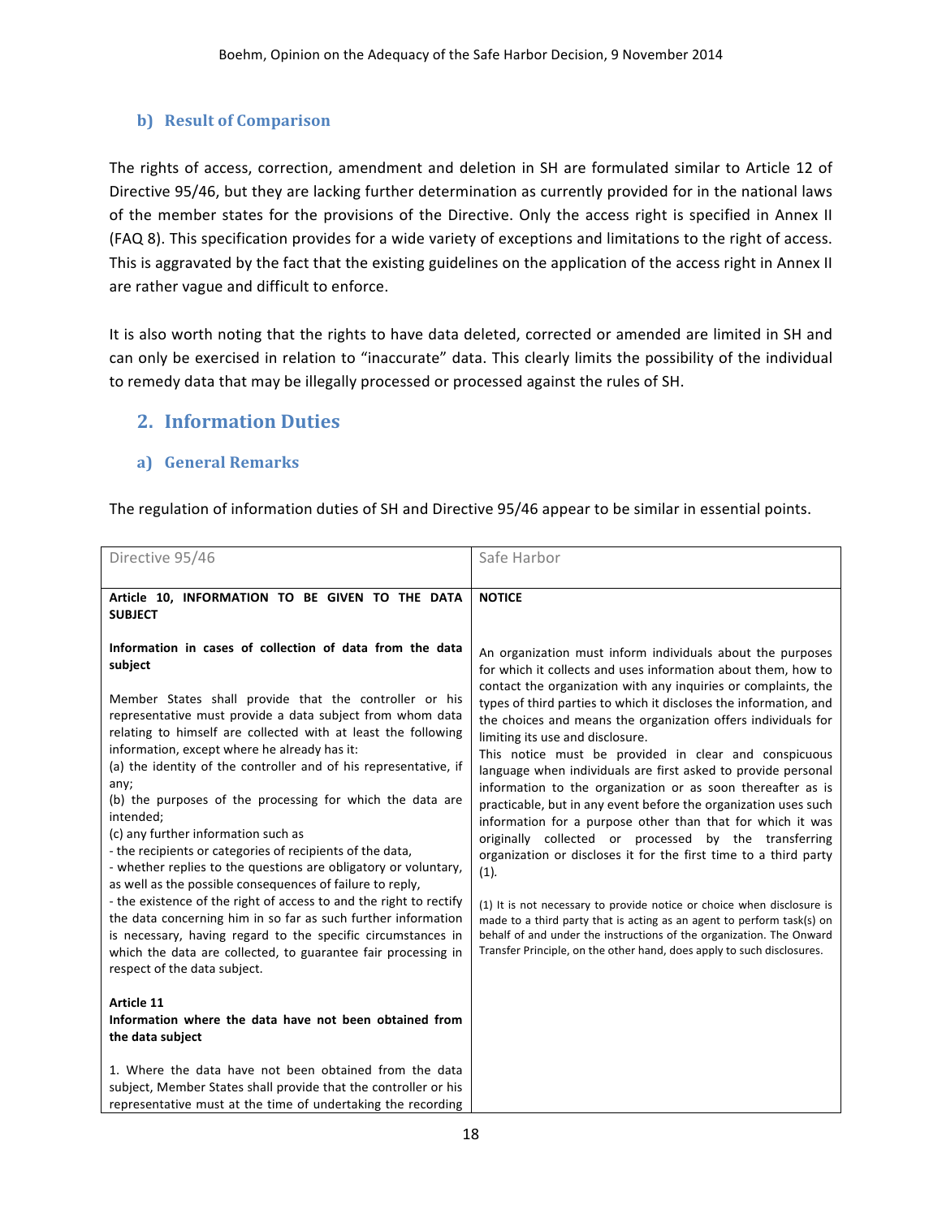### b) Result of Comparison

The rights of access, correction, amendment and deletion in SH are formulated similar to Article 12 of Directive 95/46, but they are lacking further determination as currently provided for in the national laws of the member states for the provisions of the Directive. Only the access right is specified in Annex II (FAQ 8). This specification provides for a wide variety of exceptions and limitations to the right of access. This is aggravated by the fact that the existing guidelines on the application of the access right in Annex II are rather vague and difficult to enforce.

It is also worth noting that the rights to have data deleted, corrected or amended are limited in SH and can only be exercised in relation to "inaccurate" data. This clearly limits the possibility of the individual to remedy data that may be illegally processed or processed against the rules of SH.

## 2. Information Duties

### a) General Remarks

The regulation of information duties of SH and Directive 95/46 appear to be similar in essential points.

| Directive 95/46 | Safe Harbor |
|---|---|
| **Article 10, INFORMATION TO BE GIVEN TO THE DATA SUBJECT**<br><br>**Information in cases of collection of data from the data subject**<br><br>Member States shall provide that the controller or his representative must provide a data subject from whom data relating to himself are collected with at least the following information, except where he already has it:<br>(a) the identity of the controller and of his representative, if any;<br>(b) the purposes of the processing for which the data are intended;<br>(c) any further information such as<br>- the recipients or categories of recipients of the data,<br>- whether replies to the questions are obligatory or voluntary, as well as the possible consequences of failure to reply,<br>- the existence of the right of access to and the right to rectify the data concerning him in so far as such further information is necessary, having regard to the specific circumstances in which the data are collected, to guarantee fair processing in respect of the data subject.<br><br>**Article 11**<br>**Information where the data have not been obtained from the data subject**<br><br>1. Where the data have not been obtained from the data subject, Member States shall provide that the controller or his representative must at the time of undertaking the recording | **NOTICE**<br><br>An organization must inform individuals about the purposes for which it collects and uses information about them, how to contact the organization with any inquiries or complaints, the types of third parties to which it discloses the information, and the choices and means the organization offers individuals for limiting its use and disclosure.<br>This notice must be provided in clear and conspicuous language when individuals are first asked to provide personal information to the organization or as soon thereafter as is practicable, but in any event before the organization uses such information for a purpose other than that for which it was originally collected or processed by the transferring organization or discloses it for the first time to a third party (1).<br><br>(1) It is not necessary to provide notice or choice when disclosure is made to a third party that is acting as an agent to perform task(s) on behalf of and under the instructions of the organization. The Onward Transfer Principle, on the other hand, does apply to such disclosures. |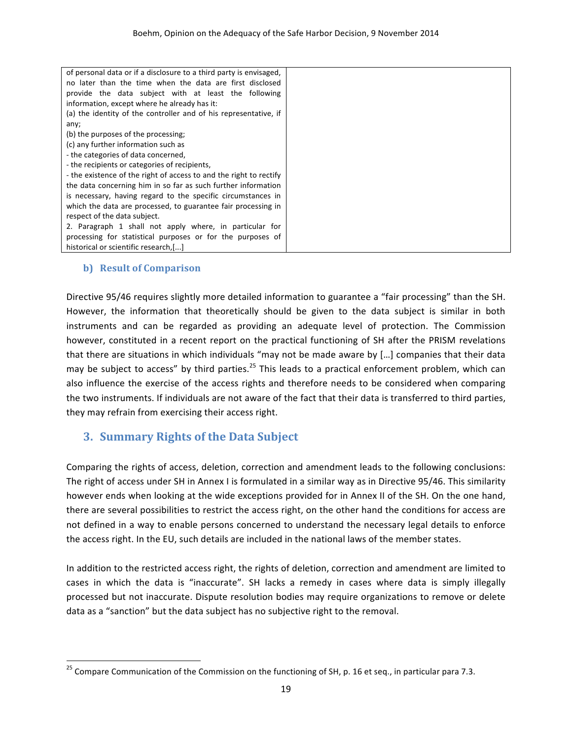| | |
|---|---|
| of personal data or if a disclosure to a third party is envisaged, no later than the time when the data are first disclosed provide the data subject with at least the following information, except where he already has it:<br>(a) the identity of the controller and of his representative, if any;<br>(b) the purposes of the processing;<br>(c) any further information such as<br>- the categories of data concerned,<br>- the recipients or categories of recipients,<br>- the existence of the right of access to and the right to rectify the data concerning him in so far as such further information is necessary, having regard to the specific circumstances in which the data are processed, to guarantee fair processing in respect of the data subject.<br>2. Paragraph 1 shall not apply where, in particular for processing for statistical purposes or for the purposes of historical or scientific research,[...] | |

### b) Result of Comparison

Directive 95/46 requires slightly more detailed information to guarantee a "fair processing" than the SH. However, the information that theoretically should be given to the data subject is similar in both instruments and can be regarded as providing an adequate level of protection. The Commission however, constituted in a recent report on the practical functioning of SH after the PRISM revelations that there are situations in which individuals "may not be made aware by […] companies that their data may be subject to access" by third parties.[25] This leads to a practical enforcement problem, which can also influence the exercise of the access rights and therefore needs to be considered when comparing the two instruments. If individuals are not aware of the fact that their data is transferred to third parties, they may refrain from exercising their access right.

## 3. Summary Rights of the Data Subject

Comparing the rights of access, deletion, correction and amendment leads to the following conclusions: The right of access under SH in Annex I is formulated in a similar way as in Directive 95/46. This similarity however ends when looking at the wide exceptions provided for in Annex II of the SH. On the one hand, there are several possibilities to restrict the access right, on the other hand the conditions for access are not defined in a way to enable persons concerned to understand the necessary legal details to enforce the access right. In the EU, such details are included in the national laws of the member states.

In addition to the restricted access right, the rights of deletion, correction and amendment are limited to cases in which the data is "inaccurate". SH lacks a remedy in cases where data is simply illegally processed but not inaccurate. Dispute resolution bodies may require organizations to remove or delete data as a "sanction" but the data subject has no subjective right to the removal.

---

[25] Compare Communication of the Commission on the functioning of SH, p. 16 et seq., in particular para 7.3.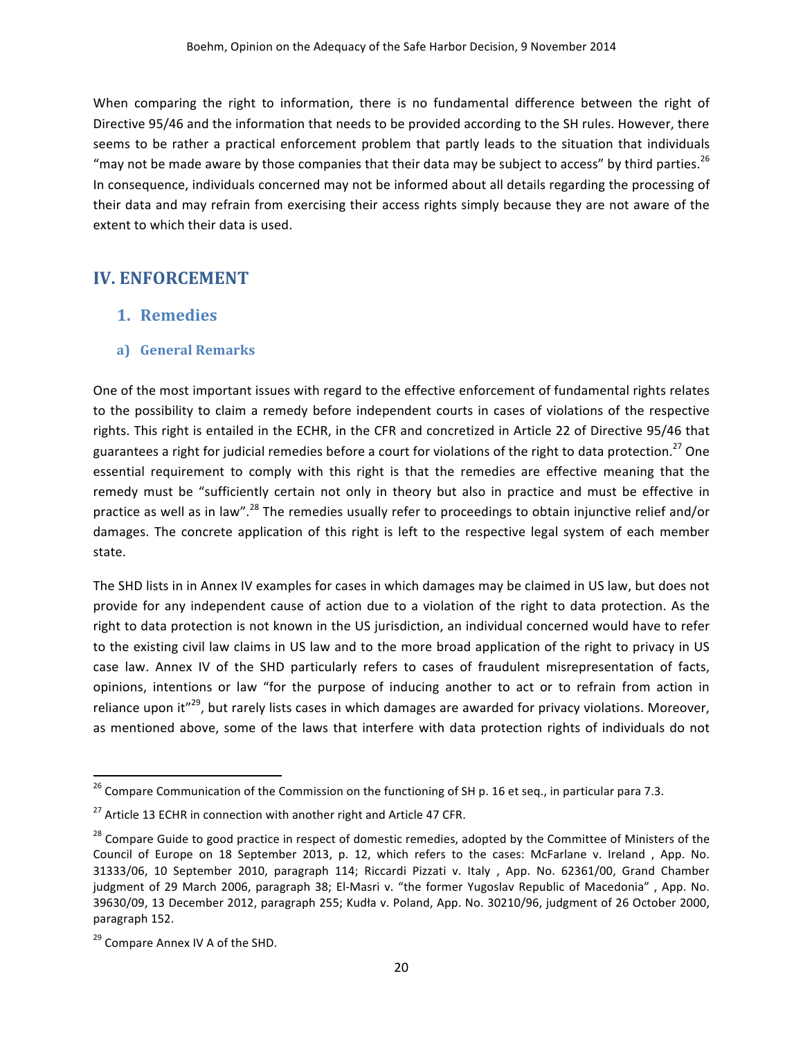When comparing the right to information, there is no fundamental difference between the right of Directive 95/46 and the information that needs to be provided according to the SH rules. However, there seems to be rather a practical enforcement problem that partly leads to the situation that individuals "may not be made aware by those companies that their data may be subject to access" by third parties.[26] In consequence, individuals concerned may not be informed about all details regarding the processing of their data and may refrain from exercising their access rights simply because they are not aware of the extent to which their data is used.

# IV. ENFORCEMENT

## 1. Remedies

### a) General Remarks

One of the most important issues with regard to the effective enforcement of fundamental rights relates to the possibility to claim a remedy before independent courts in cases of violations of the respective rights. This right is entailed in the ECHR, in the CFR and concretized in Article 22 of Directive 95/46 that guarantees a right for judicial remedies before a court for violations of the right to data protection.[27] One essential requirement to comply with this right is that the remedies are effective meaning that the remedy must be "sufficiently certain not only in theory but also in practice and must be effective in practice as well as in law".[28] The remedies usually refer to proceedings to obtain injunctive relief and/or damages. The concrete application of this right is left to the respective legal system of each member state.

The SHD lists in in Annex IV examples for cases in which damages may be claimed in US law, but does not provide for any independent cause of action due to a violation of the right to data protection. As the right to data protection is not known in the US jurisdiction, an individual concerned would have to refer to the existing civil law claims in US law and to the more broad application of the right to privacy in US case law. Annex IV of the SHD particularly refers to cases of fraudulent misrepresentation of facts, opinions, intentions or law "for the purpose of inducing another to act or to refrain from action in reliance upon it"[29], but rarely lists cases in which damages are awarded for privacy violations. Moreover, as mentioned above, some of the laws that interfere with data protection rights of individuals do not

---

[26] Compare Communication of the Commission on the functioning of SH p. 16 et seq., in particular para 7.3.

[27] Article 13 ECHR in connection with another right and Article 47 CFR.

[28] Compare Guide to good practice in respect of domestic remedies, adopted by the Committee of Ministers of the Council of Europe on 18 September 2013, p. 12, which refers to the cases: McFarlane v. Ireland , App. No. 31333/06, 10 September 2010, paragraph 114; Riccardi Pizzati v. Italy , App. No. 62361/00, Grand Chamber judgment of 29 March 2006, paragraph 38; El-Masri v. "the former Yugoslav Republic of Macedonia" , App. No. 39630/09, 13 December 2012, paragraph 255; Kudła v. Poland, App. No. 30210/96, judgment of 26 October 2000, paragraph 152.

[29] Compare Annex IV A of the SHD.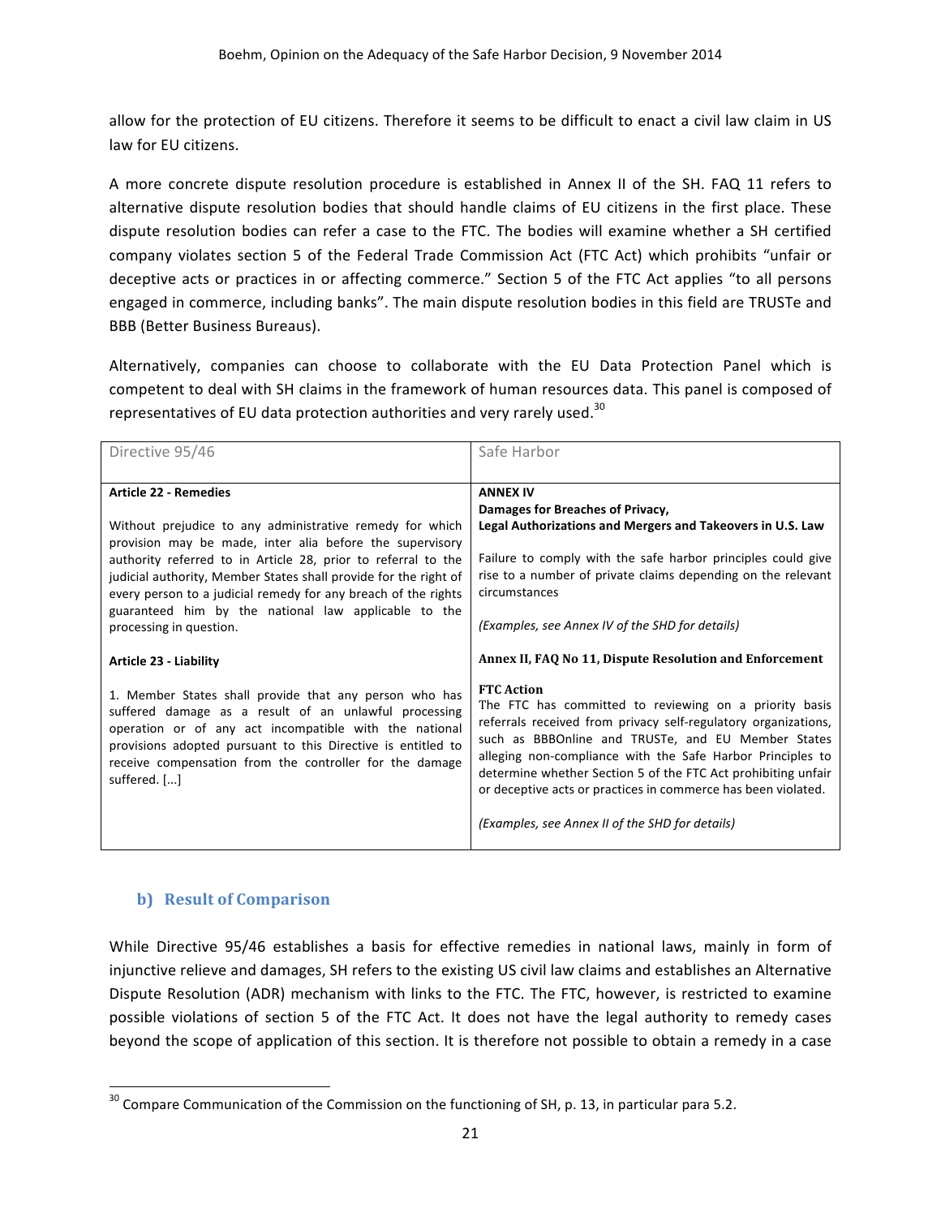allow for the protection of EU citizens. Therefore it seems to be difficult to enact a civil law claim in US law for EU citizens.

A more concrete dispute resolution procedure is established in Annex II of the SH. FAQ 11 refers to alternative dispute resolution bodies that should handle claims of EU citizens in the first place. These dispute resolution bodies can refer a case to the FTC. The bodies will examine whether a SH certified company violates section 5 of the Federal Trade Commission Act (FTC Act) which prohibits "unfair or deceptive acts or practices in or affecting commerce." Section 5 of the FTC Act applies "to all persons engaged in commerce, including banks". The main dispute resolution bodies in this field are TRUSTe and BBB (Better Business Bureaus).

Alternatively, companies can choose to collaborate with the EU Data Protection Panel which is competent to deal with SH claims in the framework of human resources data. This panel is composed of representatives of EU data protection authorities and very rarely used.[30]

| Directive 95/46 | Safe Harbor |
|---|---|
| **Article 22 - Remedies**<br><br>Without prejudice to any administrative remedy for which provision may be made, inter alia before the supervisory authority referred to in Article 28, prior to referral to the judicial authority, Member States shall provide for the right of every person to a judicial remedy for any breach of the rights guaranteed him by the national law applicable to the processing in question. | **ANNEX IV**<br>**Damages for Breaches of Privacy,**<br>**Legal Authorizations and Mergers and Takeovers in U.S. Law**<br><br>Failure to comply with the safe harbor principles could give rise to a number of private claims depending on the relevant circumstances<br><br>*(Examples, see Annex IV of the SHD for details)* |
| **Article 23 - Liability**<br><br>1. Member States shall provide that any person who has suffered damage as a result of an unlawful processing operation or of any act incompatible with the national provisions adopted pursuant to this Directive is entitled to receive compensation from the controller for the damage suffered. [...] | **Annex II, FAQ No 11, Dispute Resolution and Enforcement**<br><br>**FTC Action**<br>The FTC has committed to reviewing on a priority basis referrals received from privacy self-regulatory organizations, such as BBBOnline and TRUSTe, and EU Member States alleging non-compliance with the Safe Harbor Principles to determine whether Section 5 of the FTC Act prohibiting unfair or deceptive acts or practices in commerce has been violated.<br><br>*(Examples, see Annex II of the SHD for details)* |

### b) Result of Comparison

While Directive 95/46 establishes a basis for effective remedies in national laws, mainly in form of injunctive relieve and damages, SH refers to the existing US civil law claims and establishes an Alternative Dispute Resolution (ADR) mechanism with links to the FTC. The FTC, however, is restricted to examine possible violations of section 5 of the FTC Act. It does not have the legal authority to remedy cases beyond the scope of application of this section. It is therefore not possible to obtain a remedy in a case

[30] Compare Communication of the Commission on the functioning of SH, p. 13, in particular para 5.2.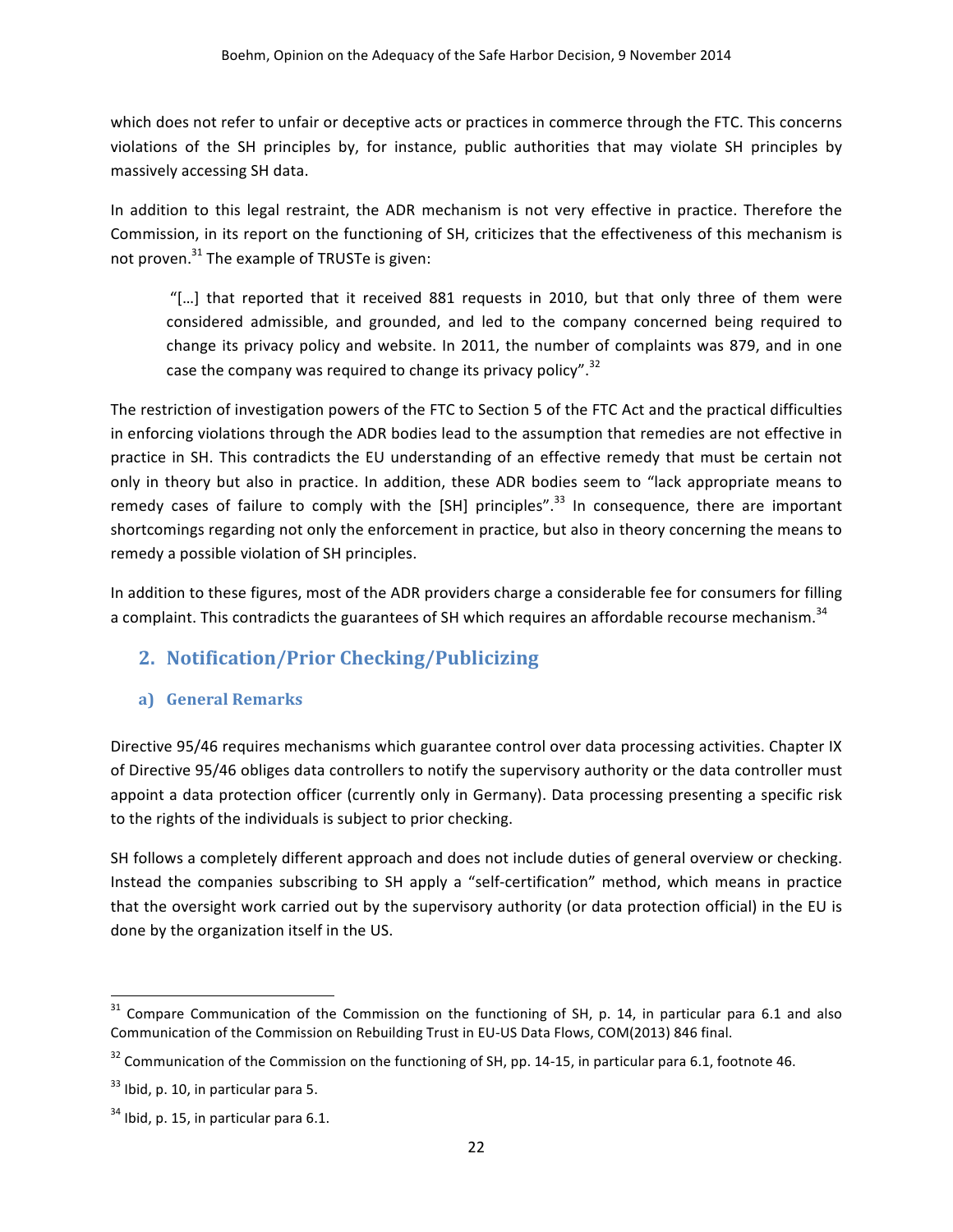which does not refer to unfair or deceptive acts or practices in commerce through the FTC. This concerns violations of the SH principles by, for instance, public authorities that may violate SH principles by massively accessing SH data.

In addition to this legal restraint, the ADR mechanism is not very effective in practice. Therefore the Commission, in its report on the functioning of SH, criticizes that the effectiveness of this mechanism is not proven.[31] The example of TRUSTe is given:

> "[…] that reported that it received 881 requests in 2010, but that only three of them were considered admissible, and grounded, and led to the company concerned being required to change its privacy policy and website. In 2011, the number of complaints was 879, and in one case the company was required to change its privacy policy".[32]

The restriction of investigation powers of the FTC to Section 5 of the FTC Act and the practical difficulties in enforcing violations through the ADR bodies lead to the assumption that remedies are not effective in practice in SH. This contradicts the EU understanding of an effective remedy that must be certain not only in theory but also in practice. In addition, these ADR bodies seem to "lack appropriate means to remedy cases of failure to comply with the [SH] principles".[33] In consequence, there are important shortcomings regarding not only the enforcement in practice, but also in theory concerning the means to remedy a possible violation of SH principles.

In addition to these figures, most of the ADR providers charge a considerable fee for consumers for filling a complaint. This contradicts the guarantees of SH which requires an affordable recourse mechanism.[34]

## 2. Notification/Prior Checking/Publicizing

### a) General Remarks

Directive 95/46 requires mechanisms which guarantee control over data processing activities. Chapter IX of Directive 95/46 obliges data controllers to notify the supervisory authority or the data controller must appoint a data protection officer (currently only in Germany). Data processing presenting a specific risk to the rights of the individuals is subject to prior checking.

SH follows a completely different approach and does not include duties of general overview or checking. Instead the companies subscribing to SH apply a "self-certification" method, which means in practice that the oversight work carried out by the supervisory authority (or data protection official) in the EU is done by the organization itself in the US.

---

[31] Compare Communication of the Commission on the functioning of SH, p. 14, in particular para 6.1 and also Communication of the Commission on Rebuilding Trust in EU-US Data Flows, COM(2013) 846 final.

[32] Communication of the Commission on the functioning of SH, pp. 14-15, in particular para 6.1, footnote 46.

[33] Ibid, p. 10, in particular para 5.

[34] Ibid, p. 15, in particular para 6.1.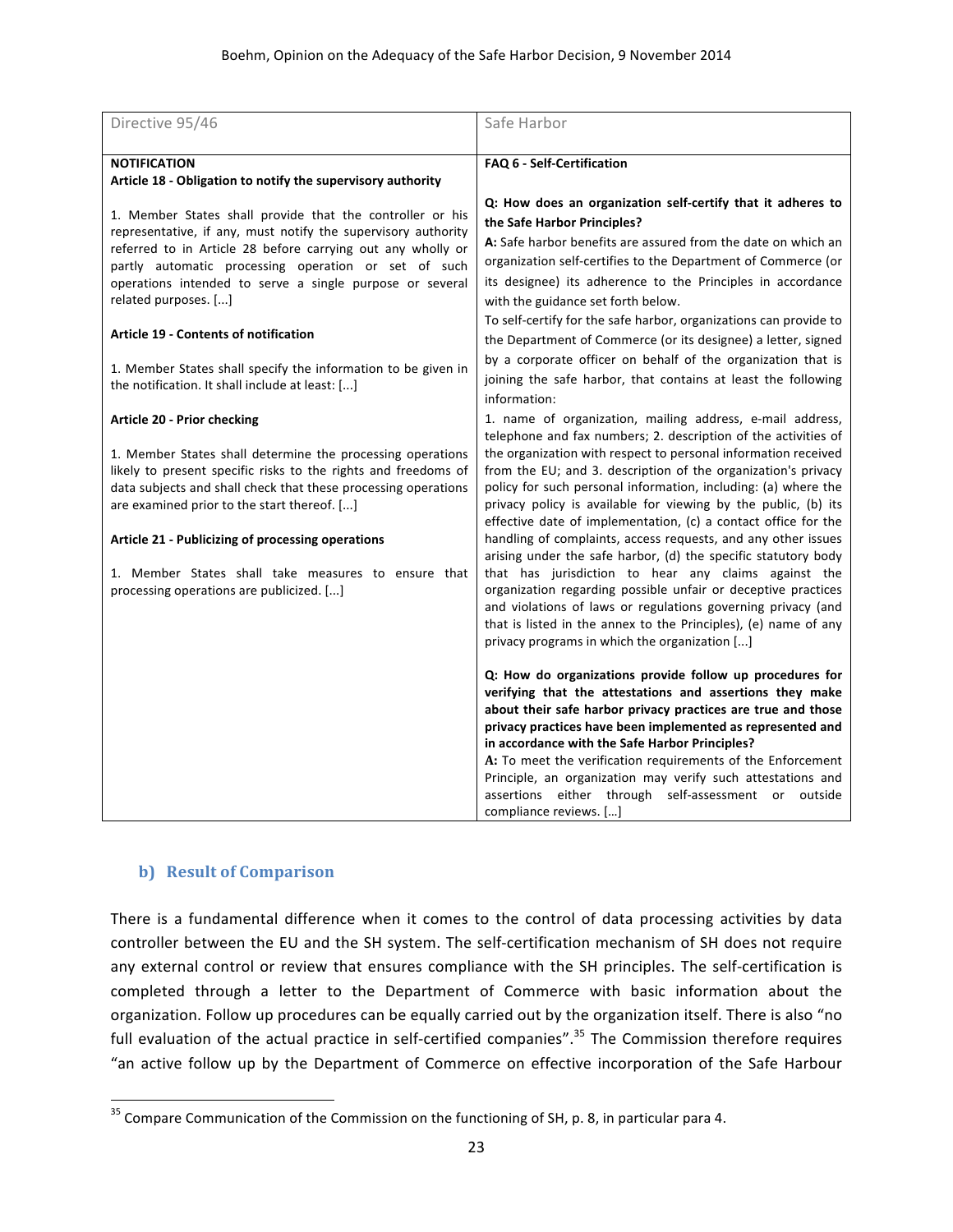| Directive 95/46 | Safe Harbor |
| --- | --- |
| **NOTIFICATION**<br>**Article 18 - Obligation to notify the supervisory authority**<br><br>1. Member States shall provide that the controller or his representative, if any, must notify the supervisory authority referred to in Article 28 before carrying out any wholly or partly automatic processing operation or set of such operations intended to serve a single purpose or several related purposes. [...]<br><br>**Article 19 - Contents of notification**<br><br>1. Member States shall specify the information to be given in the notification. It shall include at least: [...]<br><br>**Article 20 - Prior checking**<br><br>1. Member States shall determine the processing operations likely to present specific risks to the rights and freedoms of data subjects and shall check that these processing operations are examined prior to the start thereof. [...]<br><br>**Article 21 - Publicizing of processing operations**<br><br>1. Member States shall take measures to ensure that processing operations are publicized. [...] | **FAQ 6 - Self-Certification**<br><br>**Q: How does an organization self-certify that it adheres to the Safe Harbor Principles?**<br>**A:** Safe harbor benefits are assured from the date on which an organization self-certifies to the Department of Commerce (or its designee) its adherence to the Principles in accordance with the guidance set forth below.<br>To self-certify for the safe harbor, organizations can provide to the Department of Commerce (or its designee) a letter, signed by a corporate officer on behalf of the organization that is joining the safe harbor, that contains at least the following information:<br>1. name of organization, mailing address, e-mail address, telephone and fax numbers; 2. description of the activities of the organization with respect to personal information received from the EU; and 3. description of the organization's privacy policy for such personal information, including: (a) where the privacy policy is available for viewing by the public, (b) its effective date of implementation, (c) a contact office for the handling of complaints, access requests, and any other issues arising under the safe harbor, (d) the specific statutory body that has jurisdiction to hear any claims against the organization regarding possible unfair or deceptive practices and violations of laws or regulations governing privacy (and that is listed in the annex to the Principles), (e) name of any privacy programs in which the organization [...]<br><br>**Q: How do organizations provide follow up procedures for verifying that the attestations and assertions they make about their safe harbor privacy practices are true and those privacy practices have been implemented as represented and in accordance with the Safe Harbor Principles?**<br>**A:** To meet the verification requirements of the Enforcement Principle, an organization may verify such attestations and assertions either through self-assessment or outside compliance reviews. […] |

### b) Result of Comparison

There is a fundamental difference when it comes to the control of data processing activities by data controller between the EU and the SH system. The self-certification mechanism of SH does not require any external control or review that ensures compliance with the SH principles. The self-certification is completed through a letter to the Department of Commerce with basic information about the organization. Follow up procedures can be equally carried out by the organization itself. There is also "no full evaluation of the actual practice in self-certified companies".[35] The Commission therefore requires "an active follow up by the Department of Commerce on effective incorporation of the Safe Harbour

[35] Compare Communication of the Commission on the functioning of SH, p. 8, in particular para 4.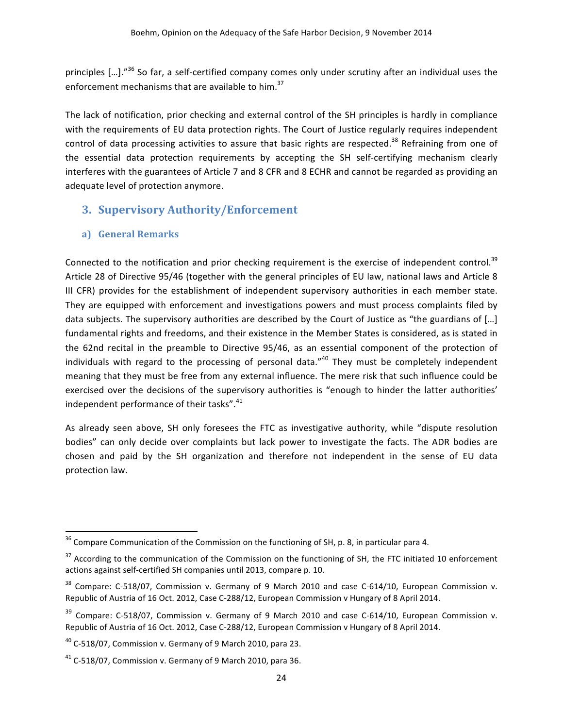principles […]."[36] So far, a self-certified company comes only under scrutiny after an individual uses the enforcement mechanisms that are available to him.[37]

The lack of notification, prior checking and external control of the SH principles is hardly in compliance with the requirements of EU data protection rights. The Court of Justice regularly requires independent control of data processing activities to assure that basic rights are respected.[38] Refraining from one of the essential data protection requirements by accepting the SH self-certifying mechanism clearly interferes with the guarantees of Article 7 and 8 CFR and 8 ECHR and cannot be regarded as providing an adequate level of protection anymore.

## 3. Supervisory Authority/Enforcement

### a) General Remarks

Connected to the notification and prior checking requirement is the exercise of independent control.[39] Article 28 of Directive 95/46 (together with the general principles of EU law, national laws and Article 8 III CFR) provides for the establishment of independent supervisory authorities in each member state. They are equipped with enforcement and investigations powers and must process complaints filed by data subjects. The supervisory authorities are described by the Court of Justice as "the guardians of […] fundamental rights and freedoms, and their existence in the Member States is considered, as is stated in the 62nd recital in the preamble to Directive 95/46, as an essential component of the protection of individuals with regard to the processing of personal data."[40] They must be completely independent meaning that they must be free from any external influence. The mere risk that such influence could be exercised over the decisions of the supervisory authorities is "enough to hinder the latter authorities' independent performance of their tasks".[41]

As already seen above, SH only foresees the FTC as investigative authority, while "dispute resolution bodies" can only decide over complaints but lack power to investigate the facts. The ADR bodies are chosen and paid by the SH organization and therefore not independent in the sense of EU data protection law.

---

[36] Compare Communication of the Commission on the functioning of SH, p. 8, in particular para 4.

[37] According to the communication of the Commission on the functioning of SH, the FTC initiated 10 enforcement actions against self-certified SH companies until 2013, compare p. 10.

[38] Compare: C-518/07, Commission v. Germany of 9 March 2010 and case C-614/10, European Commission v. Republic of Austria of 16 Oct. 2012, Case C-288/12, European Commission v Hungary of 8 April 2014.

[39] Compare: C-518/07, Commission v. Germany of 9 March 2010 and case C-614/10, European Commission v. Republic of Austria of 16 Oct. 2012, Case C-288/12, European Commission v Hungary of 8 April 2014.

[40] C-518/07, Commission v. Germany of 9 March 2010, para 23.

[41] C-518/07, Commission v. Germany of 9 March 2010, para 36.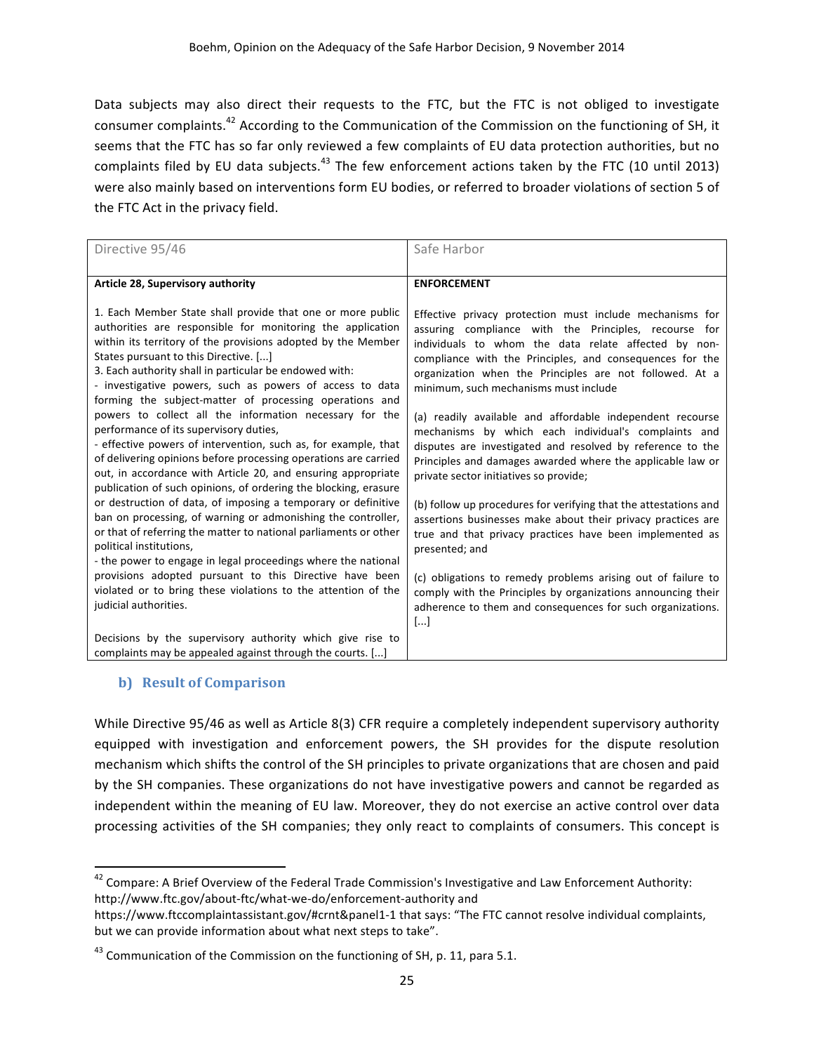Data subjects may also direct their requests to the FTC, but the FTC is not obliged to investigate consumer complaints.[42] According to the Communication of the Commission on the functioning of SH, it seems that the FTC has so far only reviewed a few complaints of EU data protection authorities, but no complaints filed by EU data subjects.[43] The few enforcement actions taken by the FTC (10 until 2013) were also mainly based on interventions form EU bodies, or referred to broader violations of section 5 of the FTC Act in the privacy field.

| Directive 95/46 | Safe Harbor |
|---|---|
| **Article 28, Supervisory authority** | **ENFORCEMENT** |
| 1. Each Member State shall provide that one or more public authorities are responsible for monitoring the application within its territory of the provisions adopted by the Member States pursuant to this Directive. [...]<br>3. Each authority shall in particular be endowed with:<br>- investigative powers, such as powers of access to data forming the subject-matter of processing operations and powers to collect all the information necessary for the performance of its supervisory duties,<br>- effective powers of intervention, such as, for example, that of delivering opinions before processing operations are carried out, in accordance with Article 20, and ensuring appropriate publication of such opinions, of ordering the blocking, erasure or destruction of data, of imposing a temporary or definitive ban on processing, of warning or admonishing the controller, or that of referring the matter to national parliaments or other political institutions,<br>- the power to engage in legal proceedings where the national provisions adopted pursuant to this Directive have been violated or to bring these violations to the attention of the judicial authorities.<br><br>Decisions by the supervisory authority which give rise to complaints may be appealed against through the courts. [...] | Effective privacy protection must include mechanisms for assuring compliance with the Principles, recourse for individuals to whom the data relate affected by non-compliance with the Principles, and consequences for the organization when the Principles are not followed. At a minimum, such mechanisms must include<br><br>(a) readily available and affordable independent recourse mechanisms by which each individual's complaints and disputes are investigated and resolved by reference to the Principles and damages awarded where the applicable law or private sector initiatives so provide;<br><br>(b) follow up procedures for verifying that the attestations and assertions businesses make about their privacy practices are true and that privacy practices have been implemented as presented; and<br><br>(c) obligations to remedy problems arising out of failure to comply with the Principles by organizations announcing their adherence to them and consequences for such organizations. [...] |

### b) Result of Comparison

While Directive 95/46 as well as Article 8(3) CFR require a completely independent supervisory authority equipped with investigation and enforcement powers, the SH provides for the dispute resolution mechanism which shifts the control of the SH principles to private organizations that are chosen and paid by the SH companies. These organizations do not have investigative powers and cannot be regarded as independent within the meaning of EU law. Moreover, they do not exercise an active control over data processing activities of the SH companies; they only react to complaints of consumers. This concept is

---

[42] Compare: A Brief Overview of the Federal Trade Commission's Investigative and Law Enforcement Authority: http://www.ftc.gov/about-ftc/what-we-do/enforcement-authority and https://www.ftccomplaintassistant.gov/#crnt&panel1-1 that says: "The FTC cannot resolve individual complaints, but we can provide information about what next steps to take".

[43] Communication of the Commission on the functioning of SH, p. 11, para 5.1.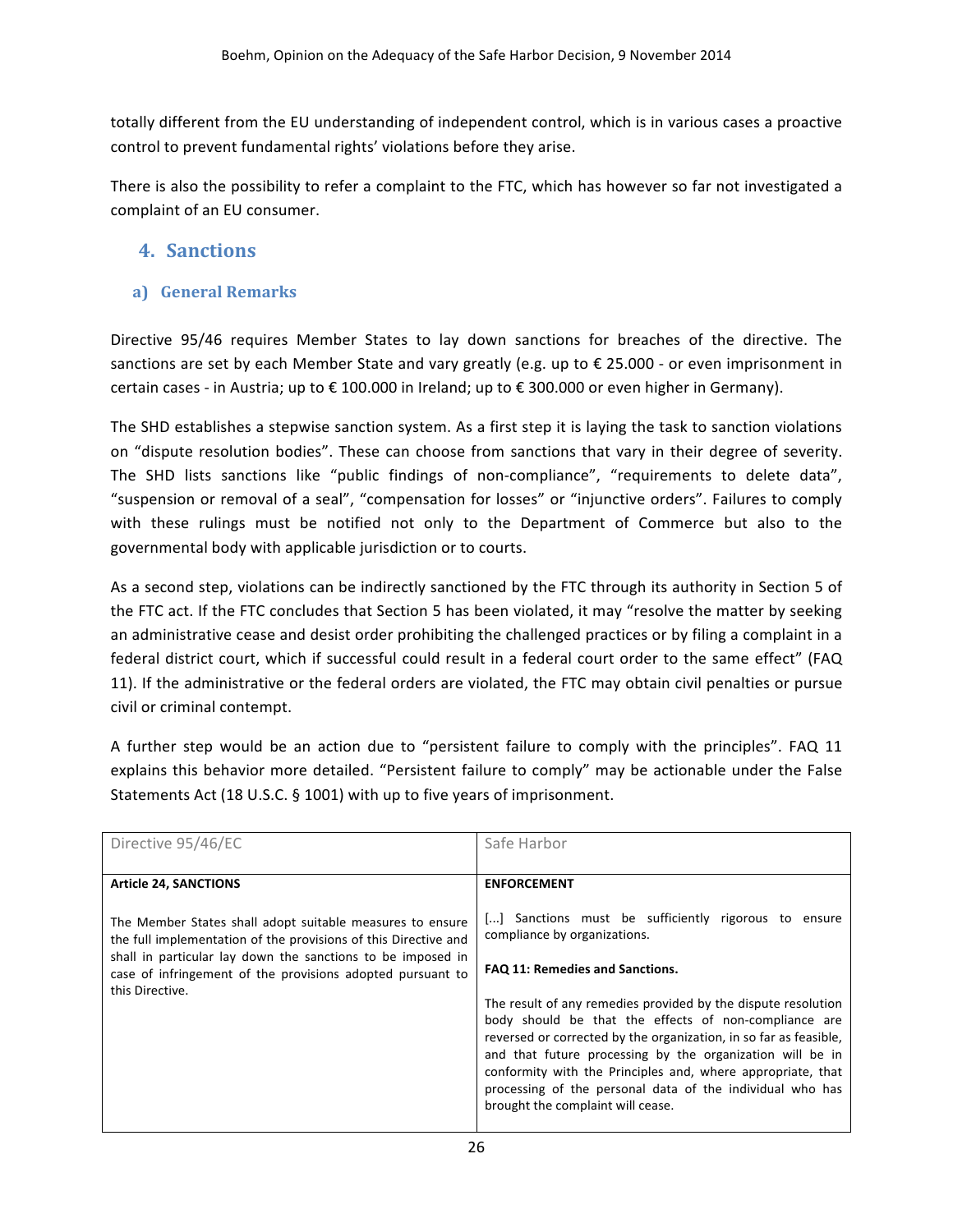totally different from the EU understanding of independent control, which is in various cases a proactive control to prevent fundamental rights' violations before they arise.

There is also the possibility to refer a complaint to the FTC, which has however so far not investigated a complaint of an EU consumer.

## 4. Sanctions

### a) General Remarks

Directive 95/46 requires Member States to lay down sanctions for breaches of the directive. The sanctions are set by each Member State and vary greatly (e.g. up to € 25.000 - or even imprisonment in certain cases - in Austria; up to € 100.000 in Ireland; up to € 300.000 or even higher in Germany).

The SHD establishes a stepwise sanction system. As a first step it is laying the task to sanction violations on "dispute resolution bodies". These can choose from sanctions that vary in their degree of severity. The SHD lists sanctions like "public findings of non-compliance", "requirements to delete data", "suspension or removal of a seal", "compensation for losses" or "injunctive orders". Failures to comply with these rulings must be notified not only to the Department of Commerce but also to the governmental body with applicable jurisdiction or to courts.

As a second step, violations can be indirectly sanctioned by the FTC through its authority in Section 5 of the FTC act. If the FTC concludes that Section 5 has been violated, it may "resolve the matter by seeking an administrative cease and desist order prohibiting the challenged practices or by filing a complaint in a federal district court, which if successful could result in a federal court order to the same effect" (FAQ 11). If the administrative or the federal orders are violated, the FTC may obtain civil penalties or pursue civil or criminal contempt.

A further step would be an action due to "persistent failure to comply with the principles". FAQ 11 explains this behavior more detailed. "Persistent failure to comply" may be actionable under the False Statements Act (18 U.S.C. § 1001) with up to five years of imprisonment.

| Directive 95/46/EC | Safe Harbor |
|---|---|
| **Article 24, SANCTIONS**<br><br>The Member States shall adopt suitable measures to ensure the full implementation of the provisions of this Directive and shall in particular lay down the sanctions to be imposed in case of infringement of the provisions adopted pursuant to this Directive. | **ENFORCEMENT**<br><br>[...] Sanctions must be sufficiently rigorous to ensure compliance by organizations.<br><br>**FAQ 11: Remedies and Sanctions.**<br><br>The result of any remedies provided by the dispute resolution body should be that the effects of non-compliance are reversed or corrected by the organization, in so far as feasible, and that future processing by the organization will be in conformity with the Principles and, where appropriate, that processing of the personal data of the individual who has brought the complaint will cease. |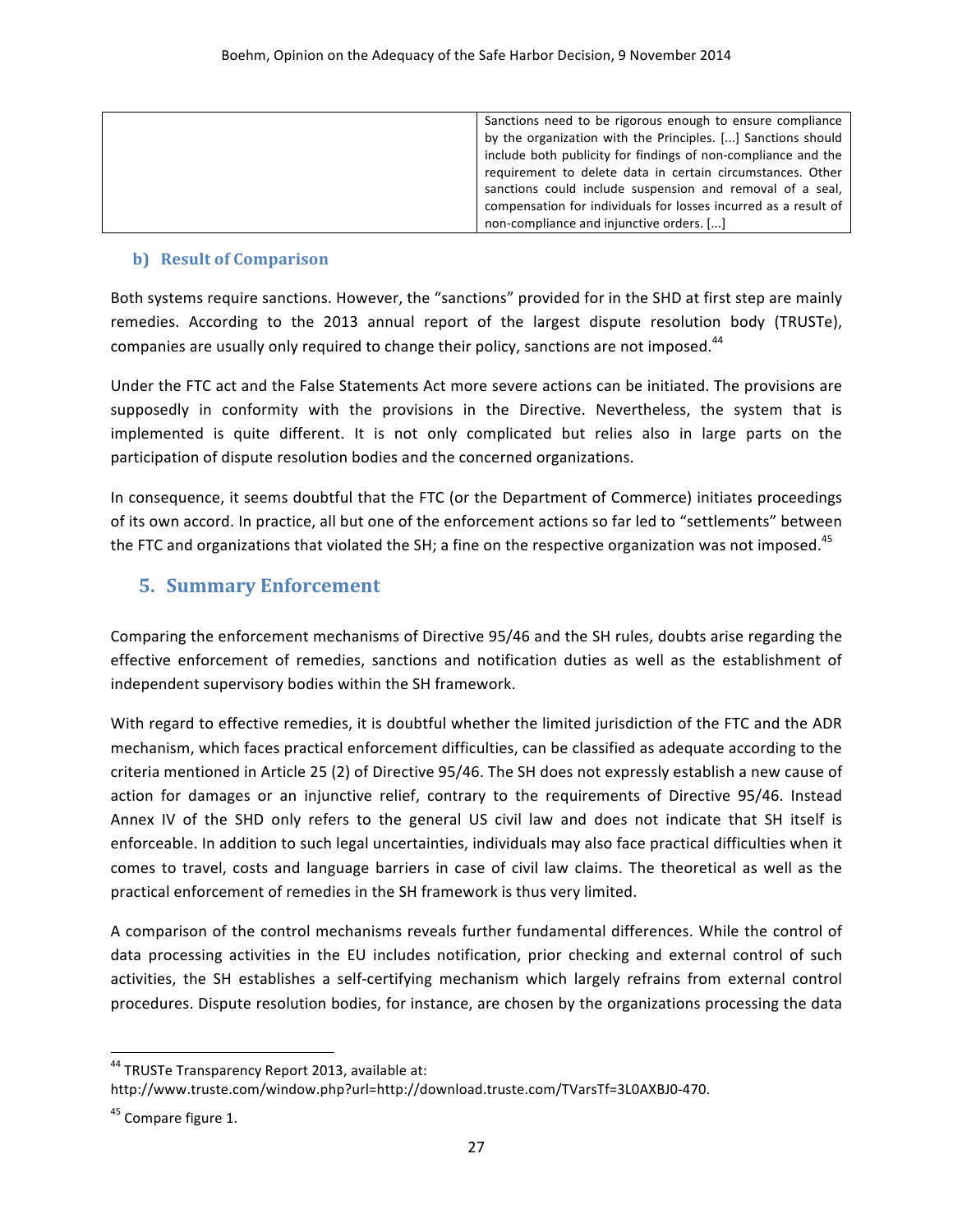| | |
|---|---|
| | Sanctions need to be rigorous enough to ensure compliance by the organization with the Principles. [...] Sanctions should include both publicity for findings of non-compliance and the requirement to delete data in certain circumstances. Other sanctions could include suspension and removal of a seal, compensation for individuals for losses incurred as a result of non-compliance and injunctive orders. [...] |

### b) Result of Comparison

Both systems require sanctions. However, the "sanctions" provided for in the SHD at first step are mainly remedies. According to the 2013 annual report of the largest dispute resolution body (TRUSTe), companies are usually only required to change their policy, sanctions are not imposed.[44]

Under the FTC act and the False Statements Act more severe actions can be initiated. The provisions are supposedly in conformity with the provisions in the Directive. Nevertheless, the system that is implemented is quite different. It is not only complicated but relies also in large parts on the participation of dispute resolution bodies and the concerned organizations.

In consequence, it seems doubtful that the FTC (or the Department of Commerce) initiates proceedings of its own accord. In practice, all but one of the enforcement actions so far led to "settlements" between the FTC and organizations that violated the SH; a fine on the respective organization was not imposed.[45]

## 5. Summary Enforcement

Comparing the enforcement mechanisms of Directive 95/46 and the SH rules, doubts arise regarding the effective enforcement of remedies, sanctions and notification duties as well as the establishment of independent supervisory bodies within the SH framework.

With regard to effective remedies, it is doubtful whether the limited jurisdiction of the FTC and the ADR mechanism, which faces practical enforcement difficulties, can be classified as adequate according to the criteria mentioned in Article 25 (2) of Directive 95/46. The SH does not expressly establish a new cause of action for damages or an injunctive relief, contrary to the requirements of Directive 95/46. Instead Annex IV of the SHD only refers to the general US civil law and does not indicate that SH itself is enforceable. In addition to such legal uncertainties, individuals may also face practical difficulties when it comes to travel, costs and language barriers in case of civil law claims. The theoretical as well as the practical enforcement of remedies in the SH framework is thus very limited.

A comparison of the control mechanisms reveals further fundamental differences. While the control of data processing activities in the EU includes notification, prior checking and external control of such activities, the SH establishes a self-certifying mechanism which largely refrains from external control procedures. Dispute resolution bodies, for instance, are chosen by the organizations processing the data

---

[44] TRUSTe Transparency Report 2013, available at: http://www.truste.com/window.php?url=http://download.truste.com/TVarsTf=3L0AXBJ0-470.

[45] Compare figure 1.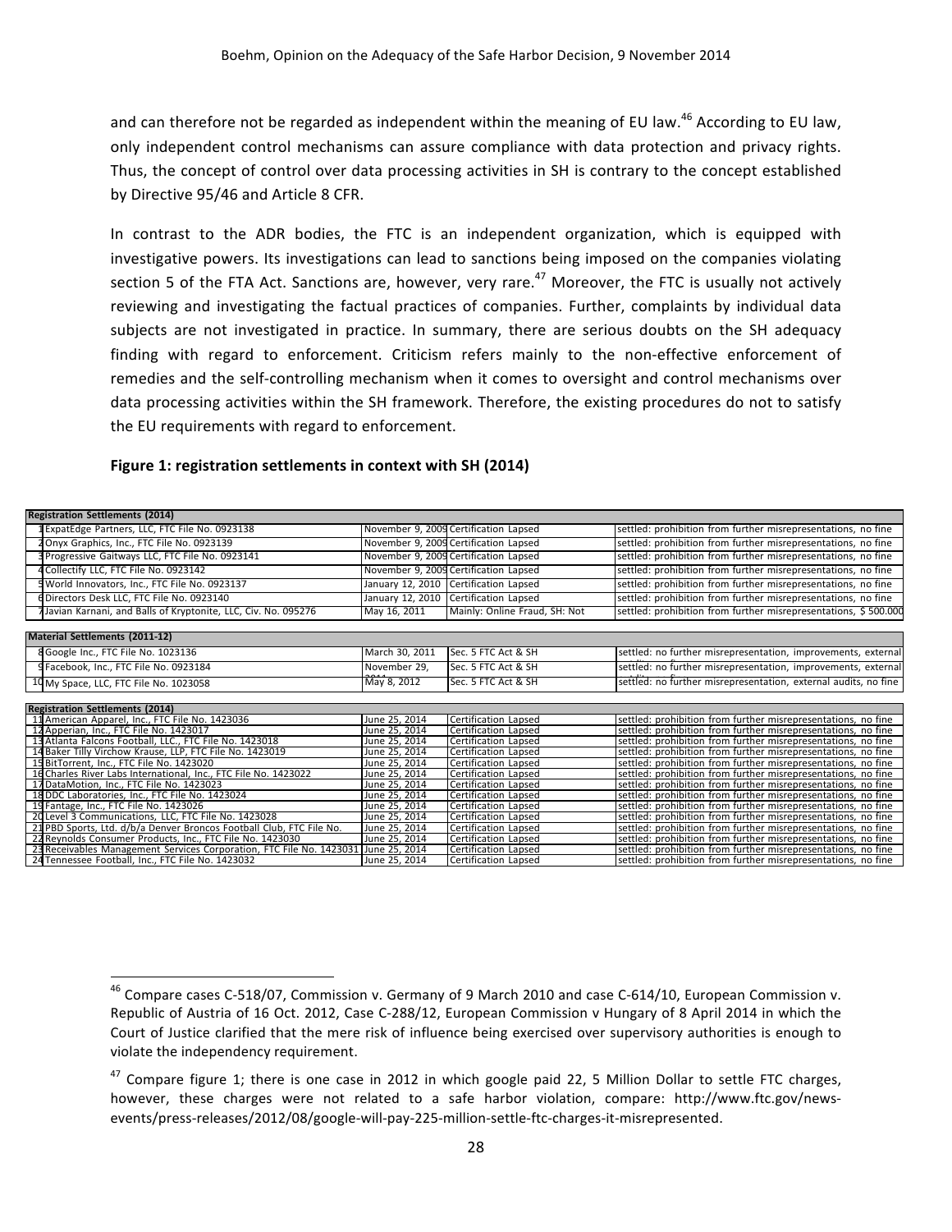and can therefore not be regarded as independent within the meaning of EU law.[46] According to EU law, only independent control mechanisms can assure compliance with data protection and privacy rights. Thus, the concept of control over data processing activities in SH is contrary to the concept established by Directive 95/46 and Article 8 CFR.

In contrast to the ADR bodies, the FTC is an independent organization, which is equipped with investigative powers. Its investigations can lead to sanctions being imposed on the companies violating section 5 of the FTA Act. Sanctions are, however, very rare.[47] Moreover, the FTC is usually not actively reviewing and investigating the factual practices of companies. Further, complaints by individual data subjects are not investigated in practice. In summary, there are serious doubts on the SH adequacy finding with regard to enforcement. Criticism refers mainly to the non-effective enforcement of remedies and the self-controlling mechanism when it comes to oversight and control mechanisms over data processing activities within the SH framework. Therefore, the existing procedures do not to satisfy the EU requirements with regard to enforcement.

**Figure 1: registration settlements in context with SH (2014)**

| | Registration Settlements (2014) | | | |
|---|---|---|---|---|
| 1 | ExpatEdge Partners, LLC, FTC File No. 0923138 | November 9, 2009 | Certification Lapsed | settled: prohibition from further misrepresentations, no fine |
| 2 | Onyx Graphics, Inc., FTC File No. 0923139 | November 9, 2009 | Certification Lapsed | settled: prohibition from further misrepresentations, no fine |
| 3 | Progressive Gaitways LLC, FTC File No. 0923141 | November 9, 2009 | Certification Lapsed | settled: prohibition from further misrepresentations, no fine |
| 4 | Collectify LLC, FTC File No. 0923142 | November 9, 2009 | Certification Lapsed | settled: prohibition from further misrepresentations, no fine |
| 5 | World Innovators, Inc., FTC File No. 0923137 | January 12, 2010 | Certification Lapsed | settled: prohibition from further misrepresentations, no fine |
| 6 | Directors Desk LLC, FTC File No. 0923140 | January 12, 2010 | Certification Lapsed | settled: prohibition from further misrepresentations, no fine |
| 7 | Javian Karnani, and Balls of Kryptonite, LLC, Civ. No. 095276 | May 16, 2011 | Mainly: Online Fraud, SH: Not | settled: prohibition from further misrepresentations, $ 500.000 |
| | **Material Settlements (2011-12)** | | | |
| 8 | Google Inc., FTC File No. 1023136 | March 30, 2011 | Sec. 5 FTC Act & SH | settled: no further misrepresentation, improvements, external |
| 9 | Facebook, Inc., FTC File No. 0923184 | November 29, 2011 | Sec. 5 FTC Act & SH | settled: no further misrepresentation, improvements, external |
| 10 | My Space, LLC, FTC File No. 1023058 | May 8, 2012 | Sec. 5 FTC Act & SH | settled: no further misrepresentation, external audits, no fine |
| | **Registration Settlements (2014)** | | | |
| 11 | American Apparel, Inc., FTC File No. 1423036 | June 25, 2014 | Certification Lapsed | settled: prohibition from further misrepresentations, no fine |
| 12 | Apperian, Inc., FTC File No. 1423017 | June 25, 2014 | Certification Lapsed | settled: prohibition from further misrepresentations, no fine |
| 13 | Atlanta Falcons Football, LLC., FTC File No. 1423018 | June 25, 2014 | Certification Lapsed | settled: prohibition from further misrepresentations, no fine |
| 14 | Baker Tilly Virchow Krause, LLP, FTC File No. 1423019 | June 25, 2014 | Certification Lapsed | settled: prohibition from further misrepresentations, no fine |
| 15 | BitTorrent, Inc., FTC File No. 1423020 | June 25, 2014 | Certification Lapsed | settled: prohibition from further misrepresentations, no fine |
| 16 | Charles River Labs International, Inc., FTC File No. 1423022 | June 25, 2014 | Certification Lapsed | settled: prohibition from further misrepresentations, no fine |
| 17 | DataMotion, Inc., FTC File No. 1423023 | June 25, 2014 | Certification Lapsed | settled: prohibition from further misrepresentations, no fine |
| 18 | DDC Laboratories, Inc., FTC File No. 1423024 | June 25, 2014 | Certification Lapsed | settled: prohibition from further misrepresentations, no fine |
| 19 | Fantage, Inc., FTC File No. 1423026 | June 25, 2014 | Certification Lapsed | settled: prohibition from further misrepresentations, no fine |
| 20 | Level 3 Communications, LLC, FTC File No. 1423028 | June 25, 2014 | Certification Lapsed | settled: prohibition from further misrepresentations, no fine |
| 21 | PBD Sports, Ltd. d/b/a Denver Broncos Football Club, FTC File No. | June 25, 2014 | Certification Lapsed | settled: prohibition from further misrepresentations, no fine |
| 22 | Reynolds Consumer Products, Inc., FTC File No. 1423030 | June 25, 2014 | Certification Lapsed | settled: prohibition from further misrepresentations, no fine |
| 23 | Receivables Management Services Corporation, FTC File No. 1423031 | June 25, 2014 | Certification Lapsed | settled: prohibition from further misrepresentations, no fine |
| 24 | Tennessee Football, Inc., FTC File No. 1423032 | June 25, 2014 | Certification Lapsed | settled: prohibition from further misrepresentations, no fine |

[46] Compare cases C-518/07, Commission v. Germany of 9 March 2010 and case C-614/10, European Commission v. Republic of Austria of 16 Oct. 2012, Case C-288/12, European Commission v Hungary of 8 April 2014 in which the Court of Justice clarified that the mere risk of influence being exercised over supervisory authorities is enough to violate the independency requirement.

[47] Compare figure 1; there is one case in 2012 in which google paid 22, 5 Million Dollar to settle FTC charges, however, these charges were not related to a safe harbor violation, compare: http://www.ftc.gov/news-events/press-releases/2012/08/google-will-pay-225-million-settle-ftc-charges-it-misrepresented.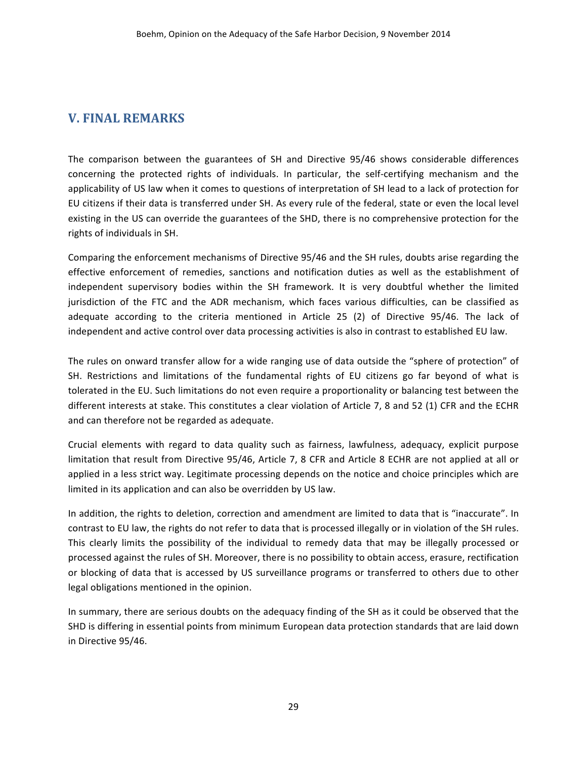## V. FINAL REMARKS

The comparison between the guarantees of SH and Directive 95/46 shows considerable differences concerning the protected rights of individuals. In particular, the self-certifying mechanism and the applicability of US law when it comes to questions of interpretation of SH lead to a lack of protection for EU citizens if their data is transferred under SH. As every rule of the federal, state or even the local level existing in the US can override the guarantees of the SHD, there is no comprehensive protection for the rights of individuals in SH.

Comparing the enforcement mechanisms of Directive 95/46 and the SH rules, doubts arise regarding the effective enforcement of remedies, sanctions and notification duties as well as the establishment of independent supervisory bodies within the SH framework. It is very doubtful whether the limited jurisdiction of the FTC and the ADR mechanism, which faces various difficulties, can be classified as adequate according to the criteria mentioned in Article 25 (2) of Directive 95/46. The lack of independent and active control over data processing activities is also in contrast to established EU law.

The rules on onward transfer allow for a wide ranging use of data outside the "sphere of protection" of SH. Restrictions and limitations of the fundamental rights of EU citizens go far beyond of what is tolerated in the EU. Such limitations do not even require a proportionality or balancing test between the different interests at stake. This constitutes a clear violation of Article 7, 8 and 52 (1) CFR and the ECHR and can therefore not be regarded as adequate.

Crucial elements with regard to data quality such as fairness, lawfulness, adequacy, explicit purpose limitation that result from Directive 95/46, Article 7, 8 CFR and Article 8 ECHR are not applied at all or applied in a less strict way. Legitimate processing depends on the notice and choice principles which are limited in its application and can also be overridden by US law.

In addition, the rights to deletion, correction and amendment are limited to data that is "inaccurate". In contrast to EU law, the rights do not refer to data that is processed illegally or in violation of the SH rules. This clearly limits the possibility of the individual to remedy data that may be illegally processed or processed against the rules of SH. Moreover, there is no possibility to obtain access, erasure, rectification or blocking of data that is accessed by US surveillance programs or transferred to others due to other legal obligations mentioned in the opinion.

In summary, there are serious doubts on the adequacy finding of the SH as it could be observed that the SHD is differing in essential points from minimum European data protection standards that are laid down in Directive 95/46.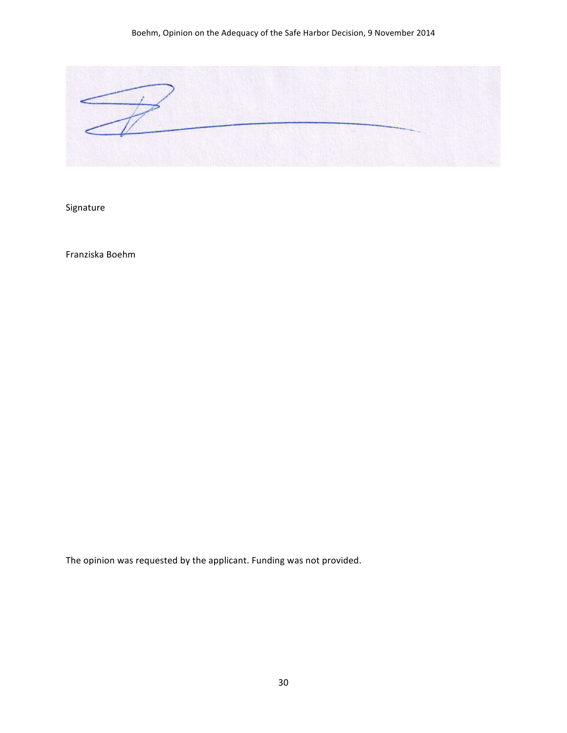Signature

Franziska Boehm

The opinion was requested by the applicant. Funding was not provided.